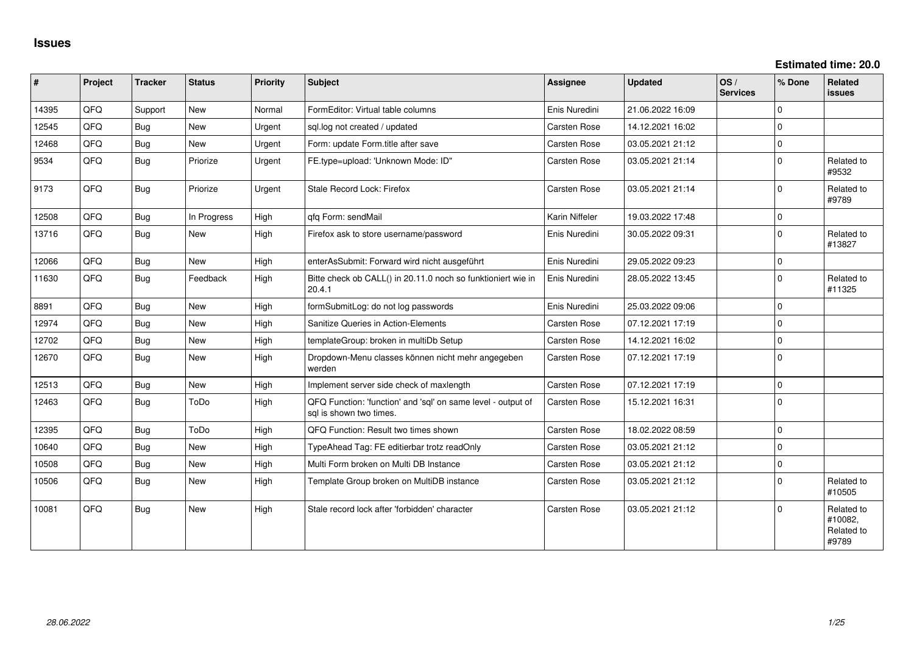# Issues

**Estimated time: 20.0**

| # | Project | Tracker | Status | Priority | Subject | Assignee | Updated | OS / Services | % Done | Related issues |
|---|---|---|---|---|---|---|---|---|---|---|
| 14395 | QFQ | Support | New | Normal | FormEditor: Virtual table columns | Enis Nuredini | 21.06.2022 16:09 | | 0 | |
| 12545 | QFQ | Bug | New | Urgent | sql.log not created / updated | Carsten Rose | 14.12.2021 16:02 | | 0 | |
| 12468 | QFQ | Bug | New | Urgent | Form: update Form.title after save | Carsten Rose | 03.05.2021 21:12 | | 0 | |
| 9534 | QFQ | Bug | Priorize | Urgent | FE.type=upload: 'Unknown Mode: ID" | Carsten Rose | 03.05.2021 21:14 | | 0 | Related to #9532 |
| 9173 | QFQ | Bug | Priorize | Urgent | Stale Record Lock: Firefox | Carsten Rose | 03.05.2021 21:14 | | 0 | Related to #9789 |
| 12508 | QFQ | Bug | In Progress | High | qfq Form: sendMail | Karin Niffeler | 19.03.2022 17:48 | | 0 | |
| 13716 | QFQ | Bug | New | High | Firefox ask to store username/password | Enis Nuredini | 30.05.2022 09:31 | | 0 | Related to #13827 |
| 12066 | QFQ | Bug | New | High | enterAsSubmit: Forward wird nicht ausgeführt | Enis Nuredini | 29.05.2022 09:23 | | 0 | |
| 11630 | QFQ | Bug | Feedback | High | Bitte check ob CALL() in 20.11.0 noch so funktioniert wie in 20.4.1 | Enis Nuredini | 28.05.2022 13:45 | | 0 | Related to #11325 |
| 8891 | QFQ | Bug | New | High | formSubmitLog: do not log passwords | Enis Nuredini | 25.03.2022 09:06 | | 0 | |
| 12974 | QFQ | Bug | New | High | Sanitize Queries in Action-Elements | Carsten Rose | 07.12.2021 17:19 | | 0 | |
| 12702 | QFQ | Bug | New | High | templateGroup: broken in multiDb Setup | Carsten Rose | 14.12.2021 16:02 | | 0 | |
| 12670 | QFQ | Bug | New | High | Dropdown-Menu classes können nicht mehr angegeben werden | Carsten Rose | 07.12.2021 17:19 | | 0 | |
| 12513 | QFQ | Bug | New | High | Implement server side check of maxlength | Carsten Rose | 07.12.2021 17:19 | | 0 | |
| 12463 | QFQ | Bug | ToDo | High | QFQ Function: 'function' and 'sql' on same level - output of sql is shown two times. | Carsten Rose | 15.12.2021 16:31 | | 0 | |
| 12395 | QFQ | Bug | ToDo | High | QFQ Function: Result two times shown | Carsten Rose | 18.02.2022 08:59 | | 0 | |
| 10640 | QFQ | Bug | New | High | TypeAhead Tag: FE editierbar trotz readOnly | Carsten Rose | 03.05.2021 21:12 | | 0 | |
| 10508 | QFQ | Bug | New | High | Multi Form broken on Multi DB Instance | Carsten Rose | 03.05.2021 21:12 | | 0 | |
| 10506 | QFQ | Bug | New | High | Template Group broken on MultiDB instance | Carsten Rose | 03.05.2021 21:12 | | 0 | Related to #10505 |
| 10081 | QFQ | Bug | New | High | Stale record lock after 'forbidden' character | Carsten Rose | 03.05.2021 21:12 | | 0 | Related to #10082, Related to #9789 |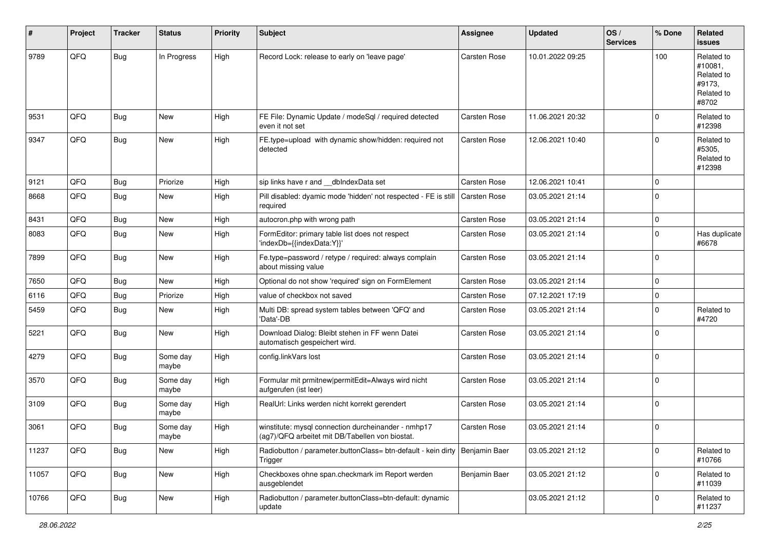| # | Project | Tracker | Status | Priority | Subject | Assignee | Updated | OS / Services | % Done | Related issues |
|---|---|---|---|---|---|---|---|---|---|---|
| 9789 | QFQ | Bug | In Progress | High | Record Lock: release to early on 'leave page' | Carsten Rose | 10.01.2022 09:25 | | 100 | Related to #10081, Related to #9173, Related to #8702 |
| 9531 | QFQ | Bug | New | High | FE File: Dynamic Update / modeSql / required detected even it not set | Carsten Rose | 11.06.2021 20:32 | | 0 | Related to #12398 |
| 9347 | QFQ | Bug | New | High | FE.type=upload with dynamic show/hidden: required not detected | Carsten Rose | 12.06.2021 10:40 | | 0 | Related to #5305, Related to #12398 |
| 9121 | QFQ | Bug | Priorize | High | sip links have r and __dbIndexData set | Carsten Rose | 12.06.2021 10:41 | | 0 | |
| 8668 | QFQ | Bug | New | High | Pill disabled: dyamic mode 'hidden' not respected - FE is still required | Carsten Rose | 03.05.2021 21:14 | | 0 | |
| 8431 | QFQ | Bug | New | High | autocron.php with wrong path | Carsten Rose | 03.05.2021 21:14 | | 0 | |
| 8083 | QFQ | Bug | New | High | FormEditor: primary table list does not respect 'indexDb={{indexData:Y}}' | Carsten Rose | 03.05.2021 21:14 | | 0 | Has duplicate #6678 |
| 7899 | QFQ | Bug | New | High | Fe.type=password / retype / required: always complain about missing value | Carsten Rose | 03.05.2021 21:14 | | 0 | |
| 7650 | QFQ | Bug | New | High | Optional do not show 'required' sign on FormElement | Carsten Rose | 03.05.2021 21:14 | | 0 | |
| 6116 | QFQ | Bug | Priorize | High | value of checkbox not saved | Carsten Rose | 07.12.2021 17:19 | | 0 | |
| 5459 | QFQ | Bug | New | High | Multi DB: spread system tables between 'QFQ' and 'Data'-DB | Carsten Rose | 03.05.2021 21:14 | | 0 | Related to #4720 |
| 5221 | QFQ | Bug | New | High | Download Dialog: Bleibt stehen in FF wenn Datei automatisch gespeichert wird. | Carsten Rose | 03.05.2021 21:14 | | 0 | |
| 4279 | QFQ | Bug | Some day maybe | High | config.linkVars lost | Carsten Rose | 03.05.2021 21:14 | | 0 | |
| 3570 | QFQ | Bug | Some day maybe | High | Formular mit prmitnew\|permitEdit=Always wird nicht aufgerufen (ist leer) | Carsten Rose | 03.05.2021 21:14 | | 0 | |
| 3109 | QFQ | Bug | Some day maybe | High | RealUrl: Links werden nicht korrekt gerendert | Carsten Rose | 03.05.2021 21:14 | | 0 | |
| 3061 | QFQ | Bug | Some day maybe | High | winstitute: mysql connection durcheinander - nmhp17 (ag7)/QFQ arbeitet mit DB/Tabellen von biostat. | Carsten Rose | 03.05.2021 21:14 | | 0 | |
| 11237 | QFQ | Bug | New | High | Radiobutton / parameter.buttonClass= btn-default - kein dirty Trigger | Benjamin Baer | 03.05.2021 21:12 | | 0 | Related to #10766 |
| 11057 | QFQ | Bug | New | High | Checkboxes ohne span.checkmark im Report werden ausgeblendet | Benjamin Baer | 03.05.2021 21:12 | | 0 | Related to #11039 |
| 10766 | QFQ | Bug | New | High | Radiobutton / parameter.buttonClass=btn-default: dynamic update | | 03.05.2021 21:12 | | 0 | Related to #11237 |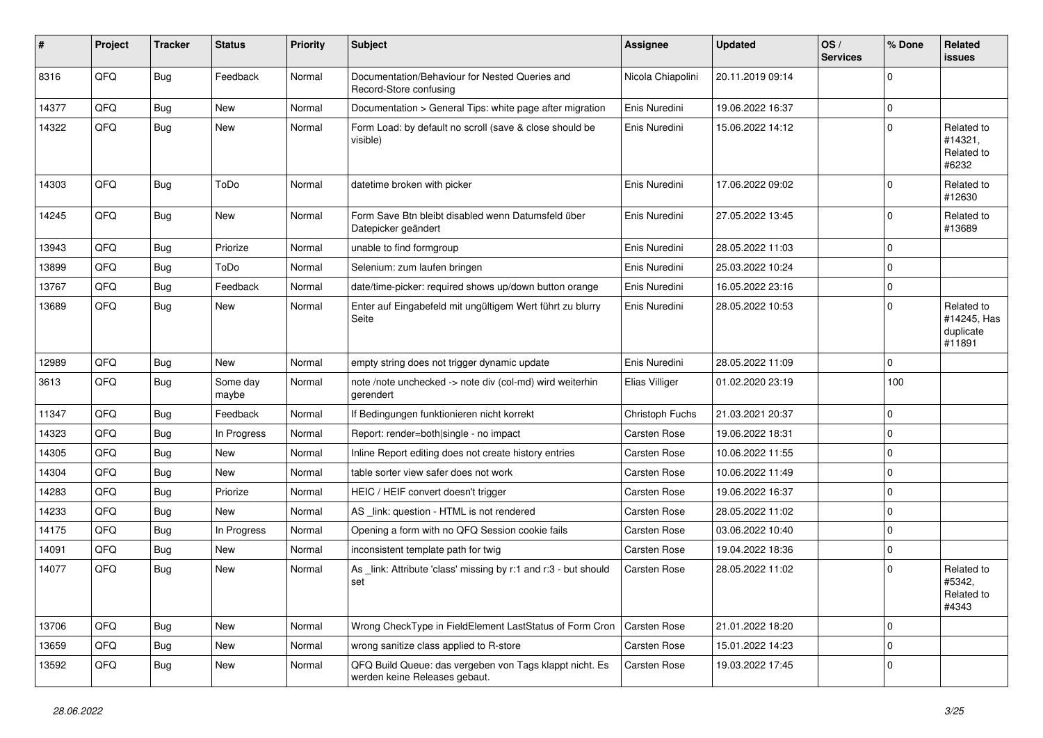| # | Project | Tracker | Status | Priority | Subject | Assignee | Updated | OS / Services | % Done | Related issues |
|---|---|---|---|---|---|---|---|---|---|---|
| 8316 | QFQ | Bug | Feedback | Normal | Documentation/Behaviour for Nested Queries and Record-Store confusing | Nicola Chiapolini | 20.11.2019 09:14 | | 0 | |
| 14377 | QFQ | Bug | New | Normal | Documentation > General Tips: white page after migration | Enis Nuredini | 19.06.2022 16:37 | | 0 | |
| 14322 | QFQ | Bug | New | Normal | Form Load: by default no scroll (save & close should be visible) | Enis Nuredini | 15.06.2022 14:12 | | 0 | Related to #14321, Related to #6232 |
| 14303 | QFQ | Bug | ToDo | Normal | datetime broken with picker | Enis Nuredini | 17.06.2022 09:02 | | 0 | Related to #12630 |
| 14245 | QFQ | Bug | New | Normal | Form Save Btn bleibt disabled wenn Datumsfeld über Datepicker geändert | Enis Nuredini | 27.05.2022 13:45 | | 0 | Related to #13689 |
| 13943 | QFQ | Bug | Priorize | Normal | unable to find formgroup | Enis Nuredini | 28.05.2022 11:03 | | 0 | |
| 13899 | QFQ | Bug | ToDo | Normal | Selenium: zum laufen bringen | Enis Nuredini | 25.03.2022 10:24 | | 0 | |
| 13767 | QFQ | Bug | Feedback | Normal | date/time-picker: required shows up/down button orange | Enis Nuredini | 16.05.2022 23:16 | | 0 | |
| 13689 | QFQ | Bug | New | Normal | Enter auf Eingabefeld mit ungültigem Wert führt zu blurry Seite | Enis Nuredini | 28.05.2022 10:53 | | 0 | Related to #14245, Has duplicate #11891 |
| 12989 | QFQ | Bug | New | Normal | empty string does not trigger dynamic update | Enis Nuredini | 28.05.2022 11:09 | | 0 | |
| 3613 | QFQ | Bug | Some day maybe | Normal | note /note unchecked -> note div (col-md) wird weiterhin gerendert | Elias Villiger | 01.02.2020 23:19 | | 100 | |
| 11347 | QFQ | Bug | Feedback | Normal | If Bedingungen funktionieren nicht korrekt | Christoph Fuchs | 21.03.2021 20:37 | | 0 | |
| 14323 | QFQ | Bug | In Progress | Normal | Report: render=both|single - no impact | Carsten Rose | 19.06.2022 18:31 | | 0 | |
| 14305 | QFQ | Bug | New | Normal | Inline Report editing does not create history entries | Carsten Rose | 10.06.2022 11:55 | | 0 | |
| 14304 | QFQ | Bug | New | Normal | table sorter view safer does not work | Carsten Rose | 10.06.2022 11:49 | | 0 | |
| 14283 | QFQ | Bug | Priorize | Normal | HEIC / HEIF convert doesn't trigger | Carsten Rose | 19.06.2022 16:37 | | 0 | |
| 14233 | QFQ | Bug | New | Normal | AS _link: question - HTML is not rendered | Carsten Rose | 28.05.2022 11:02 | | 0 | |
| 14175 | QFQ | Bug | In Progress | Normal | Opening a form with no QFQ Session cookie fails | Carsten Rose | 03.06.2022 10:40 | | 0 | |
| 14091 | QFQ | Bug | New | Normal | inconsistent template path for twig | Carsten Rose | 19.04.2022 18:36 | | 0 | |
| 14077 | QFQ | Bug | New | Normal | As _link: Attribute 'class' missing by r:1 and r:3 - but should set | Carsten Rose | 28.05.2022 11:02 | | 0 | Related to #5342, Related to #4343 |
| 13706 | QFQ | Bug | New | Normal | Wrong CheckType in FieldElement LastStatus of Form Cron | Carsten Rose | 21.01.2022 18:20 | | 0 | |
| 13659 | QFQ | Bug | New | Normal | wrong sanitize class applied to R-store | Carsten Rose | 15.01.2022 14:23 | | 0 | |
| 13592 | QFQ | Bug | New | Normal | QFQ Build Queue: das vergeben von Tags klappt nicht. Es werden keine Releases gebaut. | Carsten Rose | 19.03.2022 17:45 | | 0 | |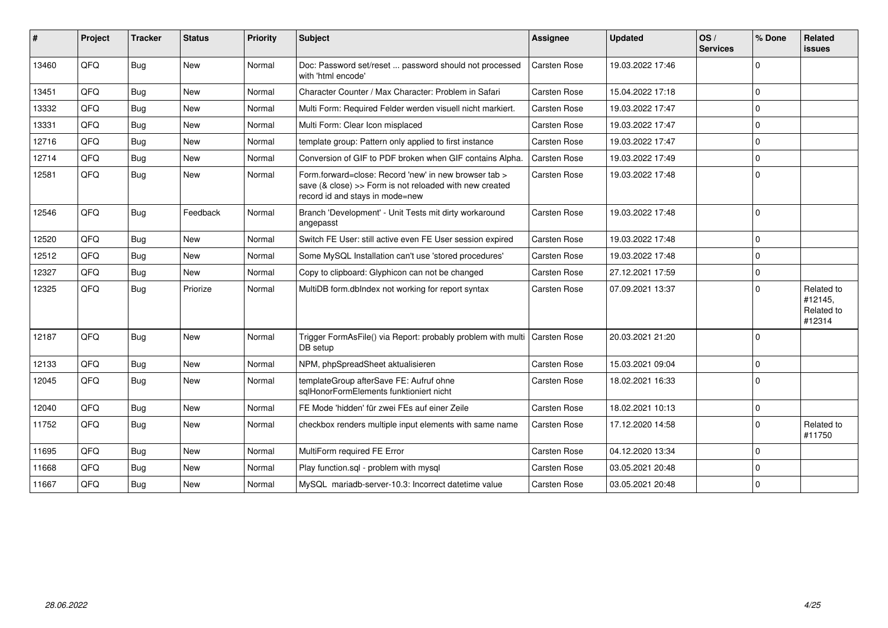| # | Project | Tracker | Status | Priority | Subject | Assignee | Updated | OS / Services | % Done | Related issues |
|---|---|---|---|---|---|---|---|---|---|---|
| 13460 | QFQ | Bug | New | Normal | Doc: Password set/reset ... password should not processed with 'html encode' | Carsten Rose | 19.03.2022 17:46 | | 0 | |
| 13451 | QFQ | Bug | New | Normal | Character Counter / Max Character: Problem in Safari | Carsten Rose | 15.04.2022 17:18 | | 0 | |
| 13332 | QFQ | Bug | New | Normal | Multi Form: Required Felder werden visuell nicht markiert. | Carsten Rose | 19.03.2022 17:47 | | 0 | |
| 13331 | QFQ | Bug | New | Normal | Multi Form: Clear Icon misplaced | Carsten Rose | 19.03.2022 17:47 | | 0 | |
| 12716 | QFQ | Bug | New | Normal | template group: Pattern only applied to first instance | Carsten Rose | 19.03.2022 17:47 | | 0 | |
| 12714 | QFQ | Bug | New | Normal | Conversion of GIF to PDF broken when GIF contains Alpha. | Carsten Rose | 19.03.2022 17:49 | | 0 | |
| 12581 | QFQ | Bug | New | Normal | Form.forward=close: Record 'new' in new browser tab > save (& close) >> Form is not reloaded with new created record id and stays in mode=new | Carsten Rose | 19.03.2022 17:48 | | 0 | |
| 12546 | QFQ | Bug | Feedback | Normal | Branch 'Development' - Unit Tests mit dirty workaround angepasst | Carsten Rose | 19.03.2022 17:48 | | 0 | |
| 12520 | QFQ | Bug | New | Normal | Switch FE User: still active even FE User session expired | Carsten Rose | 19.03.2022 17:48 | | 0 | |
| 12512 | QFQ | Bug | New | Normal | Some MySQL Installation can't use 'stored procedures' | Carsten Rose | 19.03.2022 17:48 | | 0 | |
| 12327 | QFQ | Bug | New | Normal | Copy to clipboard: Glyphicon can not be changed | Carsten Rose | 27.12.2021 17:59 | | 0 | |
| 12325 | QFQ | Bug | Priorize | Normal | MultiDB form.dbIndex not working for report syntax | Carsten Rose | 07.09.2021 13:37 | | 0 | Related to #12145, Related to #12314 |
| 12187 | QFQ | Bug | New | Normal | Trigger FormAsFile() via Report: probably problem with multi DB setup | Carsten Rose | 20.03.2021 21:20 | | 0 | |
| 12133 | QFQ | Bug | New | Normal | NPM, phpSpreadSheet aktualisieren | Carsten Rose | 15.03.2021 09:04 | | 0 | |
| 12045 | QFQ | Bug | New | Normal | templateGroup afterSave FE: Aufruf ohne sqlHonorFormElements funktioniert nicht | Carsten Rose | 18.02.2021 16:33 | | 0 | |
| 12040 | QFQ | Bug | New | Normal | FE Mode 'hidden' für zwei FEs auf einer Zeile | Carsten Rose | 18.02.2021 10:13 | | 0 | |
| 11752 | QFQ | Bug | New | Normal | checkbox renders multiple input elements with same name | Carsten Rose | 17.12.2020 14:58 | | 0 | Related to #11750 |
| 11695 | QFQ | Bug | New | Normal | MultiForm required FE Error | Carsten Rose | 04.12.2020 13:34 | | 0 | |
| 11668 | QFQ | Bug | New | Normal | Play function.sql - problem with mysql | Carsten Rose | 03.05.2021 20:48 | | 0 | |
| 11667 | QFQ | Bug | New | Normal | MySQL mariadb-server-10.3: Incorrect datetime value | Carsten Rose | 03.05.2021 20:48 | | 0 | |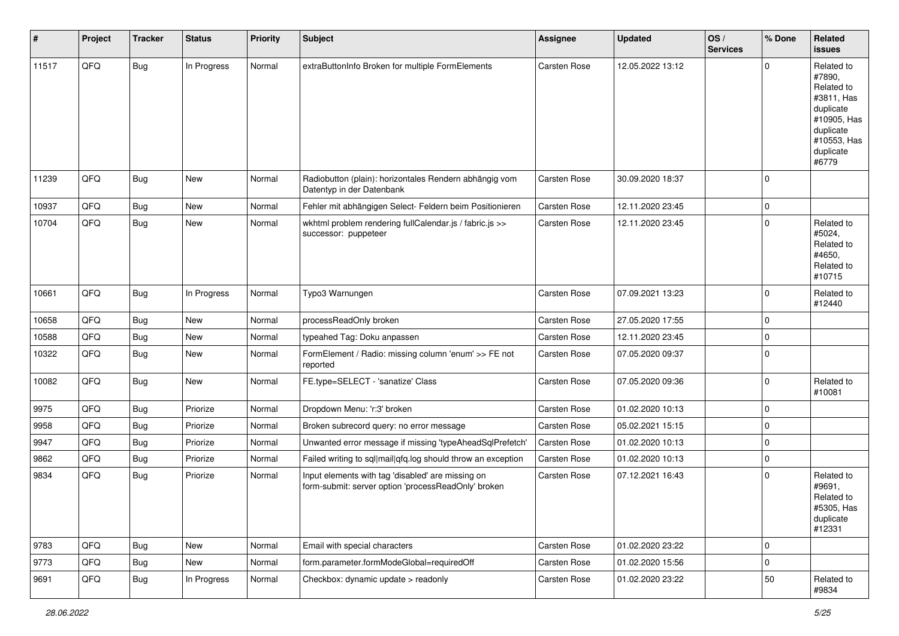| # | Project | Tracker | Status | Priority | Subject | Assignee | Updated | OS / Services | % Done | Related issues |
|---|---|---|---|---|---|---|---|---|---|---|
| 11517 | QFQ | Bug | In Progress | Normal | extraButtonInfo Broken for multiple FormElements | Carsten Rose | 12.05.2022 13:12 | | 0 | Related to #7890, Related to #3811, Has duplicate #10905, Has duplicate #10553, Has duplicate #6779 |
| 11239 | QFQ | Bug | New | Normal | Radiobutton (plain): horizontales Rendern abhängig vom Datentyp in der Datenbank | Carsten Rose | 30.09.2020 18:37 | | 0 | |
| 10937 | QFQ | Bug | New | Normal | Fehler mit abhängigen Select- Feldern beim Positionieren | Carsten Rose | 12.11.2020 23:45 | | 0 | |
| 10704 | QFQ | Bug | New | Normal | wkhtml problem rendering fullCalendar.js / fabric.js >> successor: puppeteer | Carsten Rose | 12.11.2020 23:45 | | 0 | Related to #5024, Related to #4650, Related to #10715 |
| 10661 | QFQ | Bug | In Progress | Normal | Typo3 Warnungen | Carsten Rose | 07.09.2021 13:23 | | 0 | Related to #12440 |
| 10658 | QFQ | Bug | New | Normal | processReadOnly broken | Carsten Rose | 27.05.2020 17:55 | | 0 | |
| 10588 | QFQ | Bug | New | Normal | typeahed Tag: Doku anpassen | Carsten Rose | 12.11.2020 23:45 | | 0 | |
| 10322 | QFQ | Bug | New | Normal | FormElement / Radio: missing column 'enum' >> FE not reported | Carsten Rose | 07.05.2020 09:37 | | 0 | |
| 10082 | QFQ | Bug | New | Normal | FE.type=SELECT - 'sanatize' Class | Carsten Rose | 07.05.2020 09:36 | | 0 | Related to #10081 |
| 9975 | QFQ | Bug | Priorize | Normal | Dropdown Menu: 'r:3' broken | Carsten Rose | 01.02.2020 10:13 | | 0 | |
| 9958 | QFQ | Bug | Priorize | Normal | Broken subrecord query: no error message | Carsten Rose | 05.02.2021 15:15 | | 0 | |
| 9947 | QFQ | Bug | Priorize | Normal | Unwanted error message if missing 'typeAheadSqlPrefetch' | Carsten Rose | 01.02.2020 10:13 | | 0 | |
| 9862 | QFQ | Bug | Priorize | Normal | Failed writing to sql\|mail\|qfq.log should throw an exception | Carsten Rose | 01.02.2020 10:13 | | 0 | |
| 9834 | QFQ | Bug | Priorize | Normal | Input elements with tag 'disabled' are missing on form-submit: server option 'processReadOnly' broken | Carsten Rose | 07.12.2021 16:43 | | 0 | Related to #9691, Related to #5305, Has duplicate #12331 |
| 9783 | QFQ | Bug | New | Normal | Email with special characters | Carsten Rose | 01.02.2020 23:22 | | 0 | |
| 9773 | QFQ | Bug | New | Normal | form.parameter.formModeGlobal=requiredOff | Carsten Rose | 01.02.2020 15:56 | | 0 | |
| 9691 | QFQ | Bug | In Progress | Normal | Checkbox: dynamic update > readonly | Carsten Rose | 01.02.2020 23:22 | | 50 | Related to #9834 |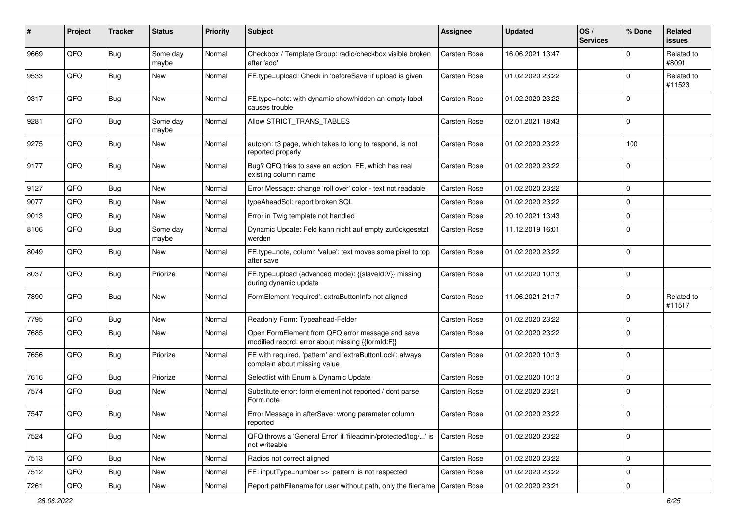| # | Project | Tracker | Status | Priority | Subject | Assignee | Updated | OS / Services | % Done | Related issues |
|---|---|---|---|---|---|---|---|---|---|---|
| 9669 | QFQ | Bug | Some day maybe | Normal | Checkbox / Template Group: radio/checkbox visible broken after 'add' | Carsten Rose | 16.06.2021 13:47 | | 0 | Related to #8091 |
| 9533 | QFQ | Bug | New | Normal | FE.type=upload: Check in 'beforeSave' if upload is given | Carsten Rose | 01.02.2020 23:22 | | 0 | Related to #11523 |
| 9317 | QFQ | Bug | New | Normal | FE.type=note: with dynamic show/hidden an empty label causes trouble | Carsten Rose | 01.02.2020 23:22 | | 0 | |
| 9281 | QFQ | Bug | Some day maybe | Normal | Allow STRICT_TRANS_TABLES | Carsten Rose | 02.01.2021 18:43 | | 0 | |
| 9275 | QFQ | Bug | New | Normal | autcron: t3 page, which takes to long to respond, is not reported properly | Carsten Rose | 01.02.2020 23:22 | | 100 | |
| 9177 | QFQ | Bug | New | Normal | Bug? QFQ tries to save an action FE, which has real existing column name | Carsten Rose | 01.02.2020 23:22 | | 0 | |
| 9127 | QFQ | Bug | New | Normal | Error Message: change 'roll over' color - text not readable | Carsten Rose | 01.02.2020 23:22 | | 0 | |
| 9077 | QFQ | Bug | New | Normal | typeAheadSql: report broken SQL | Carsten Rose | 01.02.2020 23:22 | | 0 | |
| 9013 | QFQ | Bug | New | Normal | Error in Twig template not handled | Carsten Rose | 20.10.2021 13:43 | | 0 | |
| 8106 | QFQ | Bug | Some day maybe | Normal | Dynamic Update: Feld kann nicht auf empty zurückgesetzt werden | Carsten Rose | 11.12.2019 16:01 | | 0 | |
| 8049 | QFQ | Bug | New | Normal | FE.type=note, column 'value': text moves some pixel to top after save | Carsten Rose | 01.02.2020 23:22 | | 0 | |
| 8037 | QFQ | Bug | Priorize | Normal | FE.type=upload (advanced mode): {{slaveId:V}} missing during dynamic update | Carsten Rose | 01.02.2020 10:13 | | 0 | |
| 7890 | QFQ | Bug | New | Normal | FormElement 'required': extraButtonInfo not aligned | Carsten Rose | 11.06.2021 21:17 | | 0 | Related to #11517 |
| 7795 | QFQ | Bug | New | Normal | Readonly Form: Typeahead-Felder | Carsten Rose | 01.02.2020 23:22 | | 0 | |
| 7685 | QFQ | Bug | New | Normal | Open FormElement from QFQ error message and save modified record: error about missing {{formId:F}} | Carsten Rose | 01.02.2020 23:22 | | 0 | |
| 7656 | QFQ | Bug | Priorize | Normal | FE with required, 'pattern' and 'extraButtonLock': always complain about missing value | Carsten Rose | 01.02.2020 10:13 | | 0 | |
| 7616 | QFQ | Bug | Priorize | Normal | Selectlist with Enum & Dynamic Update | Carsten Rose | 01.02.2020 10:13 | | 0 | |
| 7574 | QFQ | Bug | New | Normal | Substitute error: form element not reported / dont parse Form.note | Carsten Rose | 01.02.2020 23:21 | | 0 | |
| 7547 | QFQ | Bug | New | Normal | Error Message in afterSave: wrong parameter column reported | Carsten Rose | 01.02.2020 23:22 | | 0 | |
| 7524 | QFQ | Bug | New | Normal | QFQ throws a 'General Error' if 'fileadmin/protected/log/...' is not writeable | Carsten Rose | 01.02.2020 23:22 | | 0 | |
| 7513 | QFQ | Bug | New | Normal | Radios not correct aligned | Carsten Rose | 01.02.2020 23:22 | | 0 | |
| 7512 | QFQ | Bug | New | Normal | FE: inputType=number >> 'pattern' is not respected | Carsten Rose | 01.02.2020 23:22 | | 0 | |
| 7261 | QFQ | Bug | New | Normal | Report pathFilename for user without path, only the filename | Carsten Rose | 01.02.2020 23:21 | | 0 | |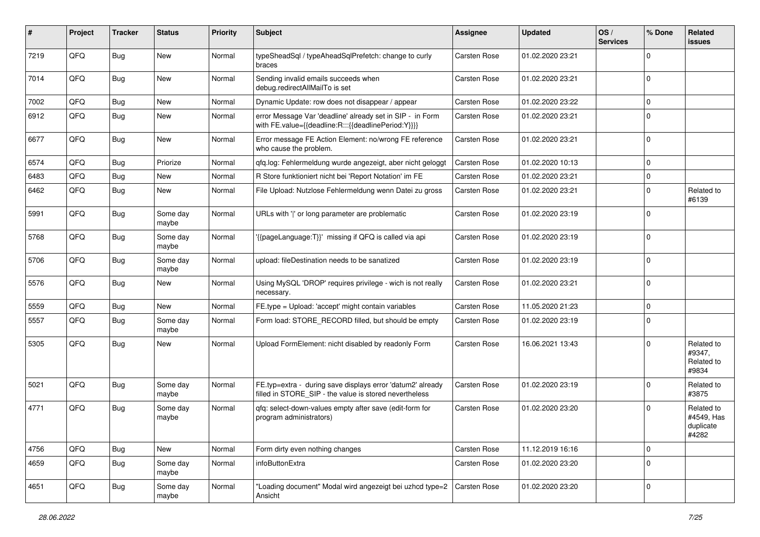| # | Project | Tracker | Status | Priority | Subject | Assignee | Updated | OS / Services | % Done | Related issues |
|---|---|---|---|---|---|---|---|---|---|---|
| 7219 | QFQ | Bug | New | Normal | typeSheadSql / typeAheadSqlPrefetch: change to curly braces | Carsten Rose | 01.02.2020 23:21 | | 0 | |
| 7014 | QFQ | Bug | New | Normal | Sending invalid emails succeeds when debug.redirectAllMailTo is set | Carsten Rose | 01.02.2020 23:21 | | 0 | |
| 7002 | QFQ | Bug | New | Normal | Dynamic Update: row does not disappear / appear | Carsten Rose | 01.02.2020 23:22 | | 0 | |
| 6912 | QFQ | Bug | New | Normal | error Message Var 'deadline' already set in SIP - in Form with FE.value={{deadline:R:::{{deadlinePeriod:Y}}}} | Carsten Rose | 01.02.2020 23:21 | | 0 | |
| 6677 | QFQ | Bug | New | Normal | Error message FE Action Element: no/wrong FE reference who cause the problem. | Carsten Rose | 01.02.2020 23:21 | | 0 | |
| 6574 | QFQ | Bug | Priorize | Normal | qfq.log: Fehlermeldung wurde angezeigt, aber nicht geloggt | Carsten Rose | 01.02.2020 10:13 | | 0 | |
| 6483 | QFQ | Bug | New | Normal | R Store funktioniert nicht bei 'Report Notation' im FE | Carsten Rose | 01.02.2020 23:21 | | 0 | |
| 6462 | QFQ | Bug | New | Normal | File Upload: Nutzlose Fehlermeldung wenn Datei zu gross | Carsten Rose | 01.02.2020 23:21 | | 0 | Related to #6139 |
| 5991 | QFQ | Bug | Some day maybe | Normal | URLs with '\|' or long parameter are problematic | Carsten Rose | 01.02.2020 23:19 | | 0 | |
| 5768 | QFQ | Bug | Some day maybe | Normal | '{{pageLanguage:T}}' missing if QFQ is called via api | Carsten Rose | 01.02.2020 23:19 | | 0 | |
| 5706 | QFQ | Bug | Some day maybe | Normal | upload: fileDestination needs to be sanatized | Carsten Rose | 01.02.2020 23:19 | | 0 | |
| 5576 | QFQ | Bug | New | Normal | Using MySQL 'DROP' requires privilege - wich is not really necessary. | Carsten Rose | 01.02.2020 23:21 | | 0 | |
| 5559 | QFQ | Bug | New | Normal | FE.type = Upload: 'accept' might contain variables | Carsten Rose | 11.05.2020 21:23 | | 0 | |
| 5557 | QFQ | Bug | Some day maybe | Normal | Form load: STORE_RECORD filled, but should be empty | Carsten Rose | 01.02.2020 23:19 | | 0 | |
| 5305 | QFQ | Bug | New | Normal | Upload FormElement: nicht disabled by readonly Form | Carsten Rose | 16.06.2021 13:43 | | 0 | Related to #9347, Related to #9834 |
| 5021 | QFQ | Bug | Some day maybe | Normal | FE.typ=extra - during save displays error 'datum2' already filled in STORE_SIP - the value is stored nevertheless | Carsten Rose | 01.02.2020 23:19 | | 0 | Related to #3875 |
| 4771 | QFQ | Bug | Some day maybe | Normal | qfq: select-down-values empty after save (edit-form for program administrators) | Carsten Rose | 01.02.2020 23:20 | | 0 | Related to #4549, Has duplicate #4282 |
| 4756 | QFQ | Bug | New | Normal | Form dirty even nothing changes | Carsten Rose | 11.12.2019 16:16 | | 0 | |
| 4659 | QFQ | Bug | Some day maybe | Normal | infoButtonExtra | Carsten Rose | 01.02.2020 23:20 | | 0 | |
| 4651 | QFQ | Bug | Some day maybe | Normal | "Loading document" Modal wird angezeigt bei uzhcd type=2 Ansicht | Carsten Rose | 01.02.2020 23:20 | | 0 | |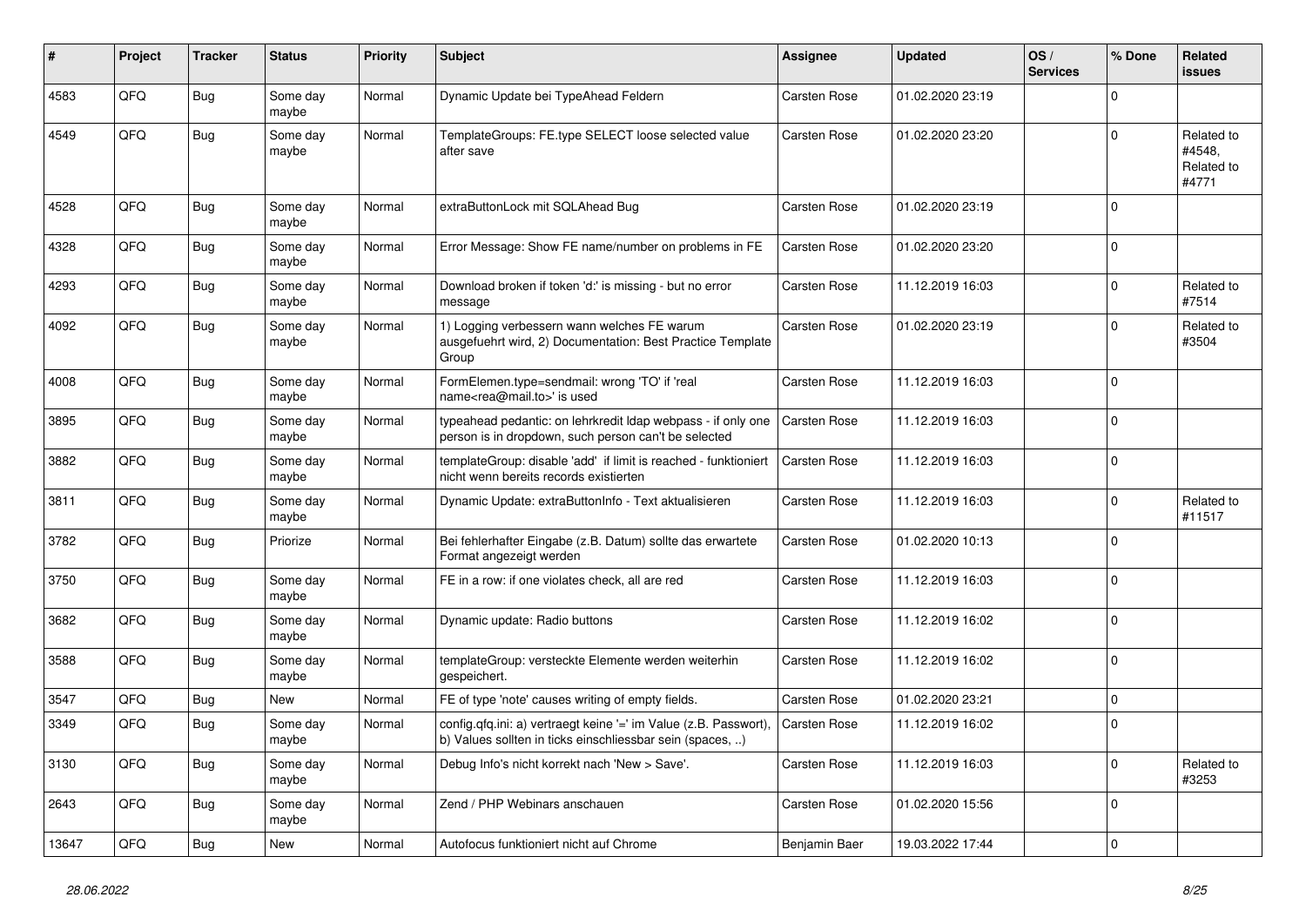| # | Project | Tracker | Status | Priority | Subject | Assignee | Updated | OS / Services | % Done | Related issues |
|---|---|---|---|---|---|---|---|---|---|---|
| 4583 | QFQ | Bug | Some day maybe | Normal | Dynamic Update bei TypeAhead Feldern | Carsten Rose | 01.02.2020 23:19 | | 0 | |
| 4549 | QFQ | Bug | Some day maybe | Normal | TemplateGroups: FE.type SELECT loose selected value after save | Carsten Rose | 01.02.2020 23:20 | | 0 | Related to #4548, Related to #4771 |
| 4528 | QFQ | Bug | Some day maybe | Normal | extraButtonLock mit SQLAhead Bug | Carsten Rose | 01.02.2020 23:19 | | 0 | |
| 4328 | QFQ | Bug | Some day maybe | Normal | Error Message: Show FE name/number on problems in FE | Carsten Rose | 01.02.2020 23:20 | | 0 | |
| 4293 | QFQ | Bug | Some day maybe | Normal | Download broken if token 'd:' is missing - but no error message | Carsten Rose | 11.12.2019 16:03 | | 0 | Related to #7514 |
| 4092 | QFQ | Bug | Some day maybe | Normal | 1) Logging verbessern wann welches FE warum ausgefuehrt wird, 2) Documentation: Best Practice Template Group | Carsten Rose | 01.02.2020 23:19 | | 0 | Related to #3504 |
| 4008 | QFQ | Bug | Some day maybe | Normal | FormElemen.type=sendmail: wrong 'TO' if 'real name<rea@mail.to>' is used | Carsten Rose | 11.12.2019 16:03 | | 0 | |
| 3895 | QFQ | Bug | Some day maybe | Normal | typeahead pedantic: on lehrkredit ldap webpass - if only one person is in dropdown, such person can't be selected | Carsten Rose | 11.12.2019 16:03 | | 0 | |
| 3882 | QFQ | Bug | Some day maybe | Normal | templateGroup: disable 'add' if limit is reached - funktioniert nicht wenn bereits records existierten | Carsten Rose | 11.12.2019 16:03 | | 0 | |
| 3811 | QFQ | Bug | Some day maybe | Normal | Dynamic Update: extraButtonInfo - Text aktualisieren | Carsten Rose | 11.12.2019 16:03 | | 0 | Related to #11517 |
| 3782 | QFQ | Bug | Priorize | Normal | Bei fehlerhafter Eingabe (z.B. Datum) sollte das erwartete Format angezeigt werden | Carsten Rose | 01.02.2020 10:13 | | 0 | |
| 3750 | QFQ | Bug | Some day maybe | Normal | FE in a row: if one violates check, all are red | Carsten Rose | 11.12.2019 16:03 | | 0 | |
| 3682 | QFQ | Bug | Some day maybe | Normal | Dynamic update: Radio buttons | Carsten Rose | 11.12.2019 16:02 | | 0 | |
| 3588 | QFQ | Bug | Some day maybe | Normal | templateGroup: versteckte Elemente werden weiterhin gespeichert. | Carsten Rose | 11.12.2019 16:02 | | 0 | |
| 3547 | QFQ | Bug | New | Normal | FE of type 'note' causes writing of empty fields. | Carsten Rose | 01.02.2020 23:21 | | 0 | |
| 3349 | QFQ | Bug | Some day maybe | Normal | config.qfq.ini: a) vertraegt keine '=' im Value (z.B. Passwort), b) Values sollten in ticks einschliessbar sein (spaces, ..) | Carsten Rose | 11.12.2019 16:02 | | 0 | |
| 3130 | QFQ | Bug | Some day maybe | Normal | Debug Info's nicht korrekt nach 'New > Save'. | Carsten Rose | 11.12.2019 16:03 | | 0 | Related to #3253 |
| 2643 | QFQ | Bug | Some day maybe | Normal | Zend / PHP Webinars anschauen | Carsten Rose | 01.02.2020 15:56 | | 0 | |
| 13647 | QFQ | Bug | New | Normal | Autofocus funktioniert nicht auf Chrome | Benjamin Baer | 19.03.2022 17:44 | | 0 | |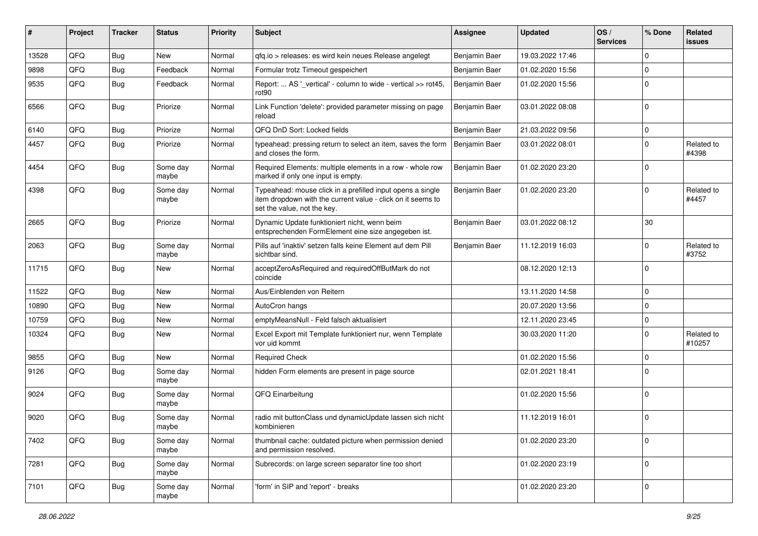| # | Project | Tracker | Status | Priority | Subject | Assignee | Updated | OS / Services | % Done | Related issues |
|---|---|---|---|---|---|---|---|---|---|---|
| 13528 | QFQ | Bug | New | Normal | qfq.io > releases: es wird kein neues Release angelegt | Benjamin Baer | 19.03.2022 17:46 | | 0 | |
| 9898 | QFQ | Bug | Feedback | Normal | Formular trotz Timeout gespeichert | Benjamin Baer | 01.02.2020 15:56 | | 0 | |
| 9535 | QFQ | Bug | Feedback | Normal | Report: ... AS '_vertical' - column to wide - vertical >> rot45, rot90 | Benjamin Baer | 01.02.2020 15:56 | | 0 | |
| 6566 | QFQ | Bug | Priorize | Normal | Link Function 'delete': provided parameter missing on page reload | Benjamin Baer | 03.01.2022 08:08 | | 0 | |
| 6140 | QFQ | Bug | Priorize | Normal | QFQ DnD Sort: Locked fields | Benjamin Baer | 21.03.2022 09:56 | | 0 | |
| 4457 | QFQ | Bug | Priorize | Normal | typeahead: pressing return to select an item, saves the form and closes the form. | Benjamin Baer | 03.01.2022 08:01 | | 0 | Related to #4398 |
| 4454 | QFQ | Bug | Some day maybe | Normal | Required Elements: multiple elements in a row - whole row marked if only one input is empty. | Benjamin Baer | 01.02.2020 23:20 | | 0 | |
| 4398 | QFQ | Bug | Some day maybe | Normal | Typeahead: mouse click in a prefilled input opens a single item dropdown with the current value - click on it seems to set the value, not the key. | Benjamin Baer | 01.02.2020 23:20 | | 0 | Related to #4457 |
| 2665 | QFQ | Bug | Priorize | Normal | Dynamic Update funktioniert nicht, wenn beim entsprechenden FormElement eine size angegeben ist. | Benjamin Baer | 03.01.2022 08:12 | | 30 | |
| 2063 | QFQ | Bug | Some day maybe | Normal | Pills auf 'inaktiv' setzen falls keine Element auf dem Pill sichtbar sind. | Benjamin Baer | 11.12.2019 16:03 | | 0 | Related to #3752 |
| 11715 | QFQ | Bug | New | Normal | acceptZeroAsRequired and requiredOffButMark do not coincide | | 08.12.2020 12:13 | | 0 | |
| 11522 | QFQ | Bug | New | Normal | Aus/Einblenden von Reitern | | 13.11.2020 14:58 | | 0 | |
| 10890 | QFQ | Bug | New | Normal | AutoCron hangs | | 20.07.2020 13:56 | | 0 | |
| 10759 | QFQ | Bug | New | Normal | emptyMeansNull - Feld falsch aktualisiert | | 12.11.2020 23:45 | | 0 | |
| 10324 | QFQ | Bug | New | Normal | Excel Export mit Template funktioniert nur, wenn Template vor uid kommt | | 30.03.2020 11:20 | | 0 | Related to #10257 |
| 9855 | QFQ | Bug | New | Normal | Required Check | | 01.02.2020 15:56 | | 0 | |
| 9126 | QFQ | Bug | Some day maybe | Normal | hidden Form elements are present in page source | | 02.01.2021 18:41 | | 0 | |
| 9024 | QFQ | Bug | Some day maybe | Normal | QFQ Einarbeitung | | 01.02.2020 15:56 | | 0 | |
| 9020 | QFQ | Bug | Some day maybe | Normal | radio mit buttonClass und dynamicUpdate lassen sich nicht kombinieren | | 11.12.2019 16:01 | | 0 | |
| 7402 | QFQ | Bug | Some day maybe | Normal | thumbnail cache: outdated picture when permission denied and permission resolved. | | 01.02.2020 23:20 | | 0 | |
| 7281 | QFQ | Bug | Some day maybe | Normal | Subrecords: on large screen separator line too short | | 01.02.2020 23:19 | | 0 | |
| 7101 | QFQ | Bug | Some day maybe | Normal | 'form' in SIP and 'report' - breaks | | 01.02.2020 23:20 | | 0 | |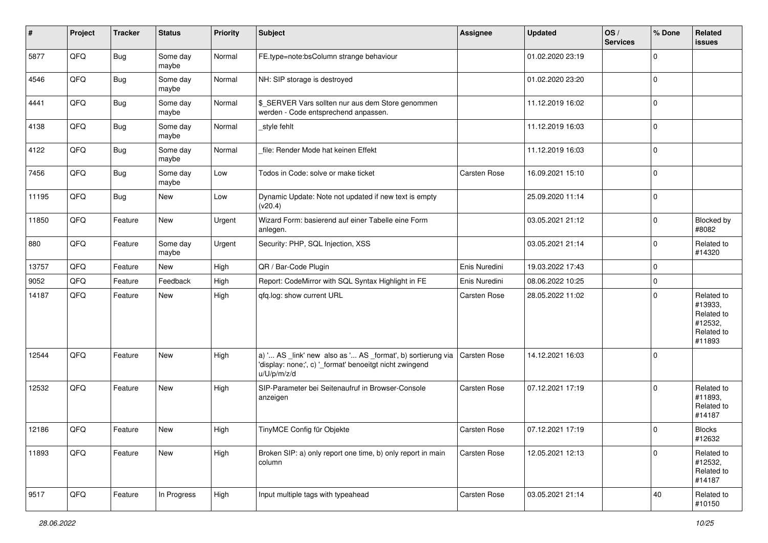| # | Project | Tracker | Status | Priority | Subject | Assignee | Updated | OS / Services | % Done | Related issues |
|---|---|---|---|---|---|---|---|---|---|---|
| 5877 | QFQ | Bug | Some day maybe | Normal | FE.type=note:bsColumn strange behaviour | | 01.02.2020 23:19 | | 0 | |
| 4546 | QFQ | Bug | Some day maybe | Normal | NH: SIP storage is destroyed | | 01.02.2020 23:20 | | 0 | |
| 4441 | QFQ | Bug | Some day maybe | Normal | $_SERVER Vars sollten nur aus dem Store genommen werden - Code entsprechend anpassen. | | 11.12.2019 16:02 | | 0 | |
| 4138 | QFQ | Bug | Some day maybe | Normal | _style fehlt | | 11.12.2019 16:03 | | 0 | |
| 4122 | QFQ | Bug | Some day maybe | Normal | _file: Render Mode hat keinen Effekt | | 11.12.2019 16:03 | | 0 | |
| 7456 | QFQ | Bug | Some day maybe | Low | Todos in Code: solve or make ticket | Carsten Rose | 16.09.2021 15:10 | | 0 | |
| 11195 | QFQ | Bug | New | Low | Dynamic Update: Note not updated if new text is empty (v20.4) | | 25.09.2020 11:14 | | 0 | |
| 11850 | QFQ | Feature | New | Urgent | Wizard Form: basierend auf einer Tabelle eine Form anlegen. | | 03.05.2021 21:12 | | 0 | Blocked by #8082 |
| 880 | QFQ | Feature | Some day maybe | Urgent | Security: PHP, SQL Injection, XSS | | 03.05.2021 21:14 | | 0 | Related to #14320 |
| 13757 | QFQ | Feature | New | High | QR / Bar-Code Plugin | Enis Nuredini | 19.03.2022 17:43 | | 0 | |
| 9052 | QFQ | Feature | Feedback | High | Report: CodeMirror with SQL Syntax Highlight in FE | Enis Nuredini | 08.06.2022 10:25 | | 0 | |
| 14187 | QFQ | Feature | New | High | qfq.log: show current URL | Carsten Rose | 28.05.2022 11:02 | | 0 | Related to #13933, Related to #12532, Related to #11893 |
| 12544 | QFQ | Feature | New | High | a) '... AS _link' new also as '... AS _format', b) sortierung via 'display: none;', c) '_format' benoeitgt nicht zwingend u/U/p/m/z/d | Carsten Rose | 14.12.2021 16:03 | | 0 | |
| 12532 | QFQ | Feature | New | High | SIP-Parameter bei Seitenaufruf in Browser-Console anzeigen | Carsten Rose | 07.12.2021 17:19 | | 0 | Related to #11893, Related to #14187 |
| 12186 | QFQ | Feature | New | High | TinyMCE Config für Objekte | Carsten Rose | 07.12.2021 17:19 | | 0 | Blocks #12632 |
| 11893 | QFQ | Feature | New | High | Broken SIP: a) only report one time, b) only report in main column | Carsten Rose | 12.05.2021 12:13 | | 0 | Related to #12532, Related to #14187 |
| 9517 | QFQ | Feature | In Progress | High | Input multiple tags with typeahead | Carsten Rose | 03.05.2021 21:14 | | 40 | Related to #10150 |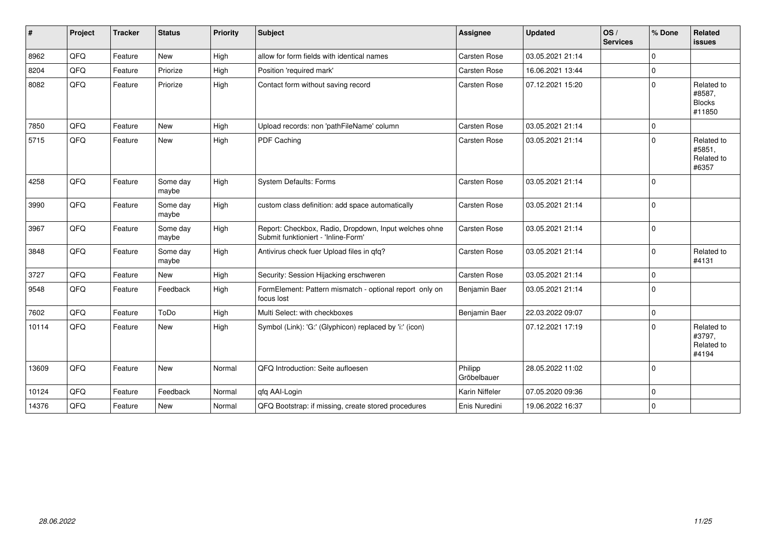| # | Project | Tracker | Status | Priority | Subject | Assignee | Updated | OS / Services | % Done | Related issues |
|---|---|---|---|---|---|---|---|---|---|---|
| 8962 | QFQ | Feature | New | High | allow for form fields with identical names | Carsten Rose | 03.05.2021 21:14 | | 0 | |
| 8204 | QFQ | Feature | Priorize | High | Position 'required mark' | Carsten Rose | 16.06.2021 13:44 | | 0 | |
| 8082 | QFQ | Feature | Priorize | High | Contact form without saving record | Carsten Rose | 07.12.2021 15:20 | | 0 | Related to #8587, Blocks #11850 |
| 7850 | QFQ | Feature | New | High | Upload records: non 'pathFileName' column | Carsten Rose | 03.05.2021 21:14 | | 0 | |
| 5715 | QFQ | Feature | New | High | PDF Caching | Carsten Rose | 03.05.2021 21:14 | | 0 | Related to #5851, Related to #6357 |
| 4258 | QFQ | Feature | Some day maybe | High | System Defaults: Forms | Carsten Rose | 03.05.2021 21:14 | | 0 | |
| 3990 | QFQ | Feature | Some day maybe | High | custom class definition: add space automatically | Carsten Rose | 03.05.2021 21:14 | | 0 | |
| 3967 | QFQ | Feature | Some day maybe | High | Report: Checkbox, Radio, Dropdown, Input welches ohne Submit funktioniert - 'Inline-Form' | Carsten Rose | 03.05.2021 21:14 | | 0 | |
| 3848 | QFQ | Feature | Some day maybe | High | Antivirus check fuer Upload files in qfq? | Carsten Rose | 03.05.2021 21:14 | | 0 | Related to #4131 |
| 3727 | QFQ | Feature | New | High | Security: Session Hijacking erschweren | Carsten Rose | 03.05.2021 21:14 | | 0 | |
| 9548 | QFQ | Feature | Feedback | High | FormElement: Pattern mismatch - optional report only on focus lost | Benjamin Baer | 03.05.2021 21:14 | | 0 | |
| 7602 | QFQ | Feature | ToDo | High | Multi Select: with checkboxes | Benjamin Baer | 22.03.2022 09:07 | | 0 | |
| 10114 | QFQ | Feature | New | High | Symbol (Link): 'G:' (Glyphicon) replaced by 'i:' (icon) | | 07.12.2021 17:19 | | 0 | Related to #3797, Related to #4194 |
| 13609 | QFQ | Feature | New | Normal | QFQ Introduction: Seite aufloesen | Philipp Gröbelbauer | 28.05.2022 11:02 | | 0 | |
| 10124 | QFQ | Feature | Feedback | Normal | qfq AAI-Login | Karin Niffeler | 07.05.2020 09:36 | | 0 | |
| 14376 | QFQ | Feature | New | Normal | QFQ Bootstrap: if missing, create stored procedures | Enis Nuredini | 19.06.2022 16:37 | | 0 | |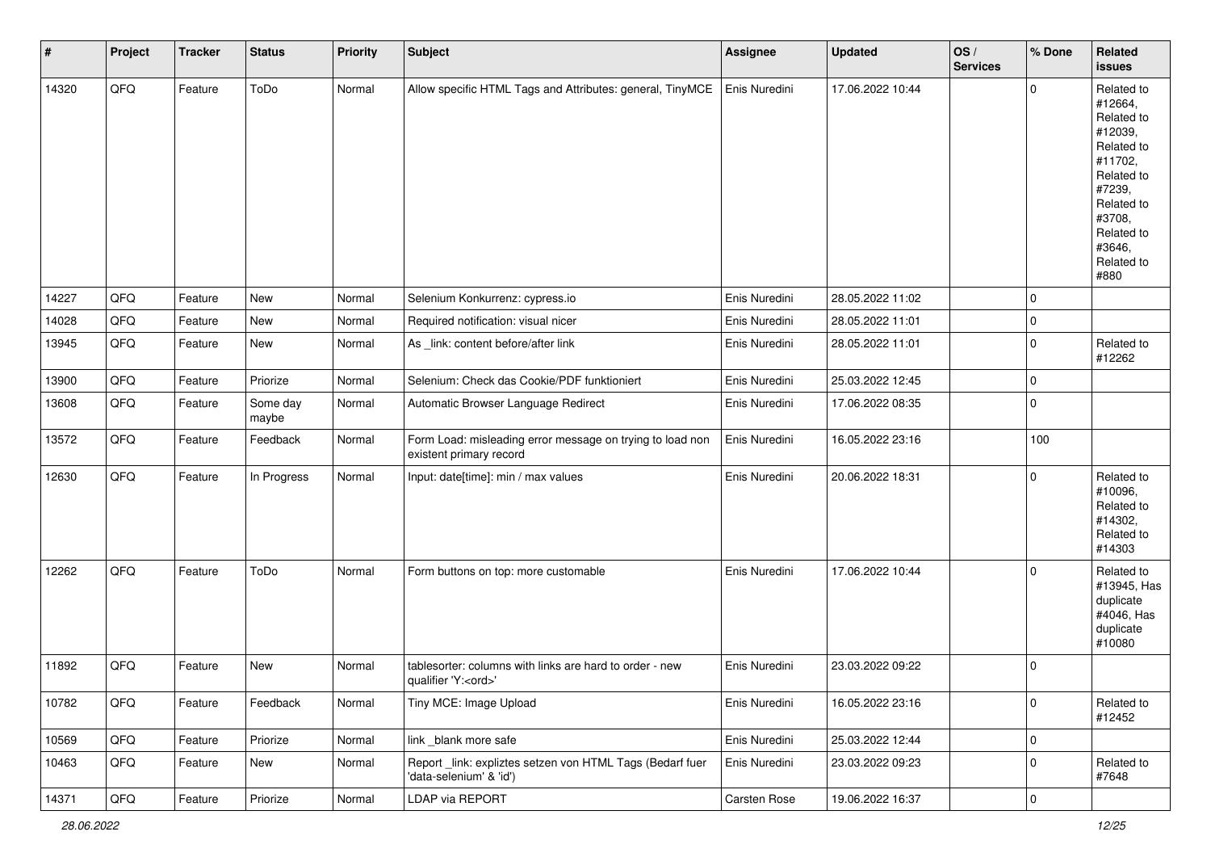| # | Project | Tracker | Status | Priority | Subject | Assignee | Updated | OS / Services | % Done | Related issues |
|---|---|---|---|---|---|---|---|---|---|---|
| 14320 | QFQ | Feature | ToDo | Normal | Allow specific HTML Tags and Attributes: general, TinyMCE | Enis Nuredini | 17.06.2022 10:44 | | 0 | Related to #12664, Related to #12039, Related to #11702, Related to #7239, Related to #3708, Related to #3646, Related to #880 |
| 14227 | QFQ | Feature | New | Normal | Selenium Konkurrenz: cypress.io | Enis Nuredini | 28.05.2022 11:02 | | 0 | |
| 14028 | QFQ | Feature | New | Normal | Required notification: visual nicer | Enis Nuredini | 28.05.2022 11:01 | | 0 | |
| 13945 | QFQ | Feature | New | Normal | As _link: content before/after link | Enis Nuredini | 28.05.2022 11:01 | | 0 | Related to #12262 |
| 13900 | QFQ | Feature | Priorize | Normal | Selenium: Check das Cookie/PDF funktioniert | Enis Nuredini | 25.03.2022 12:45 | | 0 | |
| 13608 | QFQ | Feature | Some day maybe | Normal | Automatic Browser Language Redirect | Enis Nuredini | 17.06.2022 08:35 | | 0 | |
| 13572 | QFQ | Feature | Feedback | Normal | Form Load: misleading error message on trying to load non existent primary record | Enis Nuredini | 16.05.2022 23:16 | | 100 | |
| 12630 | QFQ | Feature | In Progress | Normal | Input: date[time]: min / max values | Enis Nuredini | 20.06.2022 18:31 | | 0 | Related to #10096, Related to #14302, Related to #14303 |
| 12262 | QFQ | Feature | ToDo | Normal | Form buttons on top: more customable | Enis Nuredini | 17.06.2022 10:44 | | 0 | Related to #13945, Has duplicate #4046, Has duplicate #10080 |
| 11892 | QFQ | Feature | New | Normal | tablesorter: columns with links are hard to order - new qualifier 'Y:<ord>' | Enis Nuredini | 23.03.2022 09:22 | | 0 | |
| 10782 | QFQ | Feature | Feedback | Normal | Tiny MCE: Image Upload | Enis Nuredini | 16.05.2022 23:16 | | 0 | Related to #12452 |
| 10569 | QFQ | Feature | Priorize | Normal | link _blank more safe | Enis Nuredini | 25.03.2022 12:44 | | 0 | |
| 10463 | QFQ | Feature | New | Normal | Report _link: expliztes setzen von HTML Tags (Bedarf fuer 'data-selenium' & 'id') | Enis Nuredini | 23.03.2022 09:23 | | 0 | Related to #7648 |
| 14371 | QFQ | Feature | Priorize | Normal | LDAP via REPORT | Carsten Rose | 19.06.2022 16:37 | | 0 | |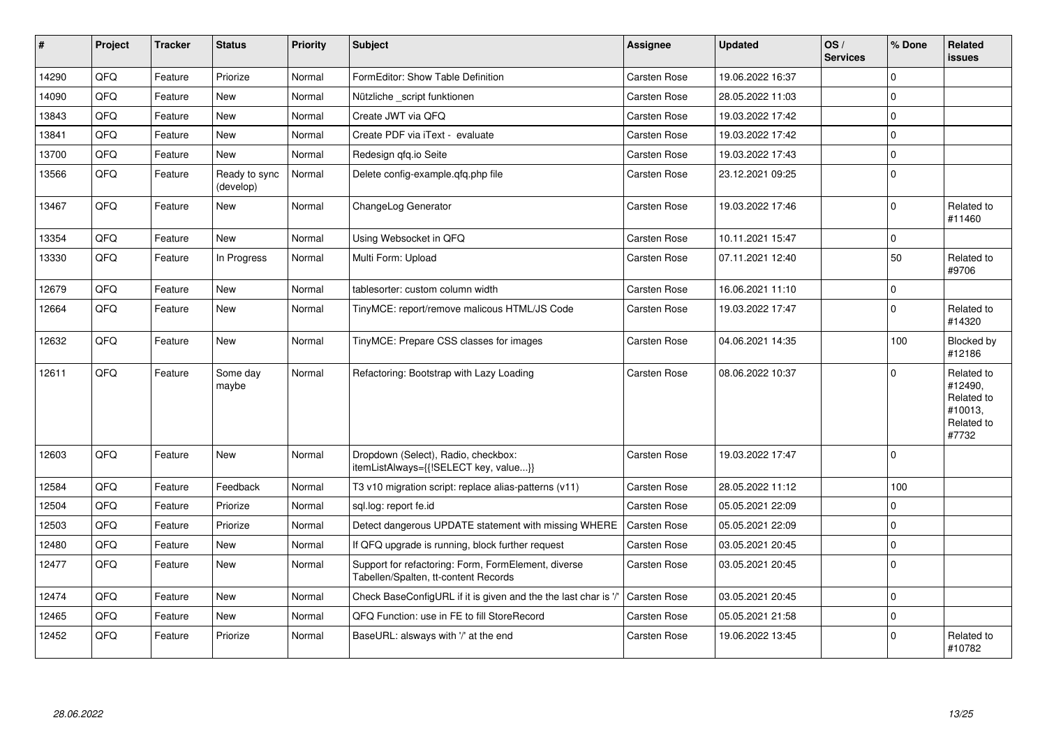| # | Project | Tracker | Status | Priority | Subject | Assignee | Updated | OS / Services | % Done | Related issues |
|---|---|---|---|---|---|---|---|---|---|---|
| 14290 | QFQ | Feature | Priorize | Normal | FormEditor: Show Table Definition | Carsten Rose | 19.06.2022 16:37 | | 0 | |
| 14090 | QFQ | Feature | New | Normal | Nützliche _script funktionen | Carsten Rose | 28.05.2022 11:03 | | 0 | |
| 13843 | QFQ | Feature | New | Normal | Create JWT via QFQ | Carsten Rose | 19.03.2022 17:42 | | 0 | |
| 13841 | QFQ | Feature | New | Normal | Create PDF via iText - evaluate | Carsten Rose | 19.03.2022 17:42 | | 0 | |
| 13700 | QFQ | Feature | New | Normal | Redesign qfq.io Seite | Carsten Rose | 19.03.2022 17:43 | | 0 | |
| 13566 | QFQ | Feature | Ready to sync (develop) | Normal | Delete config-example.qfq.php file | Carsten Rose | 23.12.2021 09:25 | | 0 | |
| 13467 | QFQ | Feature | New | Normal | ChangeLog Generator | Carsten Rose | 19.03.2022 17:46 | | 0 | Related to #11460 |
| 13354 | QFQ | Feature | New | Normal | Using Websocket in QFQ | Carsten Rose | 10.11.2021 15:47 | | 0 | |
| 13330 | QFQ | Feature | In Progress | Normal | Multi Form: Upload | Carsten Rose | 07.11.2021 12:40 | | 50 | Related to #9706 |
| 12679 | QFQ | Feature | New | Normal | tablesorter: custom column width | Carsten Rose | 16.06.2021 11:10 | | 0 | |
| 12664 | QFQ | Feature | New | Normal | TinyMCE: report/remove malicous HTML/JS Code | Carsten Rose | 19.03.2022 17:47 | | 0 | Related to #14320 |
| 12632 | QFQ | Feature | New | Normal | TinyMCE: Prepare CSS classes for images | Carsten Rose | 04.06.2021 14:35 | | 100 | Blocked by #12186 |
| 12611 | QFQ | Feature | Some day maybe | Normal | Refactoring: Bootstrap with Lazy Loading | Carsten Rose | 08.06.2022 10:37 | | 0 | Related to #12490, Related to #10013, Related to #7732 |
| 12603 | QFQ | Feature | New | Normal | Dropdown (Select), Radio, checkbox: itemListAlways={{!SELECT key, value...}} | Carsten Rose | 19.03.2022 17:47 | | 0 | |
| 12584 | QFQ | Feature | Feedback | Normal | T3 v10 migration script: replace alias-patterns (v11) | Carsten Rose | 28.05.2022 11:12 | | 100 | |
| 12504 | QFQ | Feature | Priorize | Normal | sql.log: report fe.id | Carsten Rose | 05.05.2021 22:09 | | 0 | |
| 12503 | QFQ | Feature | Priorize | Normal | Detect dangerous UPDATE statement with missing WHERE | Carsten Rose | 05.05.2021 22:09 | | 0 | |
| 12480 | QFQ | Feature | New | Normal | If QFQ upgrade is running, block further request | Carsten Rose | 03.05.2021 20:45 | | 0 | |
| 12477 | QFQ | Feature | New | Normal | Support for refactoring: Form, FormElement, diverse Tabellen/Spalten, tt-content Records | Carsten Rose | 03.05.2021 20:45 | | 0 | |
| 12474 | QFQ | Feature | New | Normal | Check BaseConfigURL if it is given and the last char is '/' | Carsten Rose | 03.05.2021 20:45 | | 0 | |
| 12465 | QFQ | Feature | New | Normal | QFQ Function: use in FE to fill StoreRecord | Carsten Rose | 05.05.2021 21:58 | | 0 | |
| 12452 | QFQ | Feature | Priorize | Normal | BaseURL: alsways with '/' at the end | Carsten Rose | 19.06.2022 13:45 | | 0 | Related to #10782 |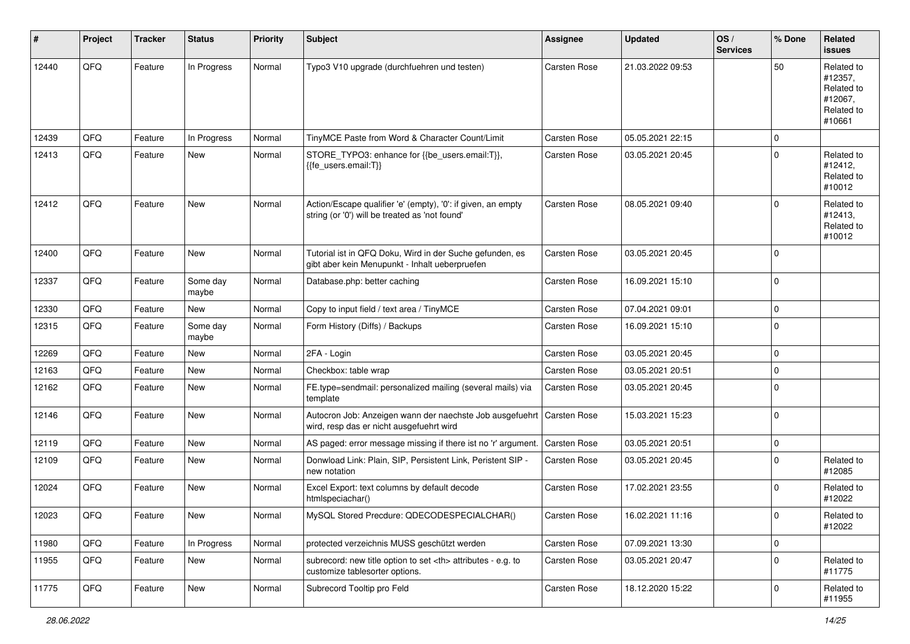| # | Project | Tracker | Status | Priority | Subject | Assignee | Updated | OS / Services | % Done | Related issues |
|---|---|---|---|---|---|---|---|---|---|---|
| 12440 | QFQ | Feature | In Progress | Normal | Typo3 V10 upgrade (durchfuehren und testen) | Carsten Rose | 21.03.2022 09:53 | | 50 | Related to #12357, Related to #12067, Related to #10661 |
| 12439 | QFQ | Feature | In Progress | Normal | TinyMCE Paste from Word & Character Count/Limit | Carsten Rose | 05.05.2021 22:15 | | 0 | |
| 12413 | QFQ | Feature | New | Normal | STORE_TYPO3: enhance for {{be_users.email:T}}, {{fe_users.email:T}} | Carsten Rose | 03.05.2021 20:45 | | 0 | Related to #12412, Related to #10012 |
| 12412 | QFQ | Feature | New | Normal | Action/Escape qualifier 'e' (empty), '0': if given, an empty string (or '0') will be treated as 'not found' | Carsten Rose | 08.05.2021 09:40 | | 0 | Related to #12413, Related to #10012 |
| 12400 | QFQ | Feature | New | Normal | Tutorial ist in QFQ Doku, Wird in der Suche gefunden, es gibt aber kein Menupunkt - Inhalt ueberpruefen | Carsten Rose | 03.05.2021 20:45 | | 0 | |
| 12337 | QFQ | Feature | Some day maybe | Normal | Database.php: better caching | Carsten Rose | 16.09.2021 15:10 | | 0 | |
| 12330 | QFQ | Feature | New | Normal | Copy to input field / text area / TinyMCE | Carsten Rose | 07.04.2021 09:01 | | 0 | |
| 12315 | QFQ | Feature | Some day maybe | Normal | Form History (Diffs) / Backups | Carsten Rose | 16.09.2021 15:10 | | 0 | |
| 12269 | QFQ | Feature | New | Normal | 2FA - Login | Carsten Rose | 03.05.2021 20:45 | | 0 | |
| 12163 | QFQ | Feature | New | Normal | Checkbox: table wrap | Carsten Rose | 03.05.2021 20:51 | | 0 | |
| 12162 | QFQ | Feature | New | Normal | FE.type=sendmail: personalized mailing (several mails) via template | Carsten Rose | 03.05.2021 20:45 | | 0 | |
| 12146 | QFQ | Feature | New | Normal | Autocron Job: Anzeigen wann der naechste Job ausgefuehrt wird, resp das er nicht ausgefuehrt wird | Carsten Rose | 15.03.2021 15:23 | | 0 | |
| 12119 | QFQ | Feature | New | Normal | AS paged: error message missing if there ist no 'r' argument. | Carsten Rose | 03.05.2021 20:51 | | 0 | |
| 12109 | QFQ | Feature | New | Normal | Donwload Link: Plain, SIP, Persistent Link, Peristent SIP - new notation | Carsten Rose | 03.05.2021 20:45 | | 0 | Related to #12085 |
| 12024 | QFQ | Feature | New | Normal | Excel Export: text columns by default decode htmlspeciachar() | Carsten Rose | 17.02.2021 23:55 | | 0 | Related to #12022 |
| 12023 | QFQ | Feature | New | Normal | MySQL Stored Precdure: QDECODESPECIALCHAR() | Carsten Rose | 16.02.2021 11:16 | | 0 | Related to #12022 |
| 11980 | QFQ | Feature | In Progress | Normal | protected verzeichnis MUSS geschützt werden | Carsten Rose | 07.09.2021 13:30 | | 0 | |
| 11955 | QFQ | Feature | New | Normal | subrecord: new title option to set <th> attributes - e.g. to customize tablesorter options. | Carsten Rose | 03.05.2021 20:47 | | 0 | Related to #11775 |
| 11775 | QFQ | Feature | New | Normal | Subrecord Tooltip pro Feld | Carsten Rose | 18.12.2020 15:22 | | 0 | Related to #11955 |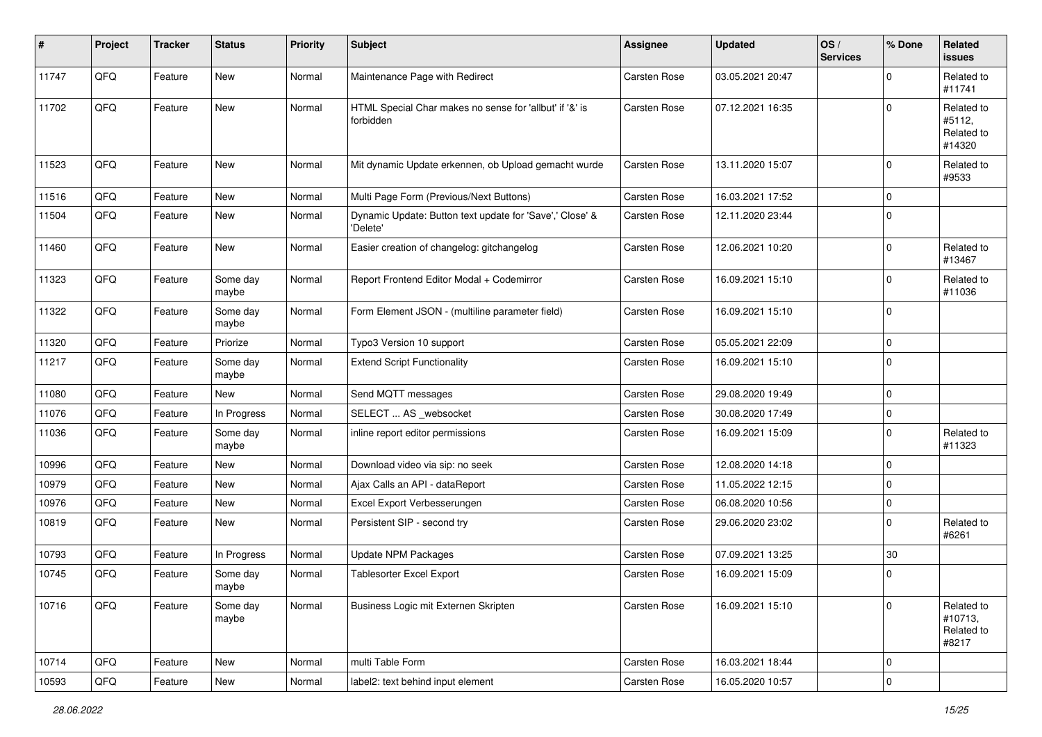| # | Project | Tracker | Status | Priority | Subject | Assignee | Updated | OS / Services | % Done | Related issues |
|---|---|---|---|---|---|---|---|---|---|---|
| 11747 | QFQ | Feature | New | Normal | Maintenance Page with Redirect | Carsten Rose | 03.05.2021 20:47 | | 0 | Related to #11741 |
| 11702 | QFQ | Feature | New | Normal | HTML Special Char makes no sense for 'allbut' if '&' is forbidden | Carsten Rose | 07.12.2021 16:35 | | 0 | Related to #5112, Related to #14320 |
| 11523 | QFQ | Feature | New | Normal | Mit dynamic Update erkennen, ob Upload gemacht wurde | Carsten Rose | 13.11.2020 15:07 | | 0 | Related to #9533 |
| 11516 | QFQ | Feature | New | Normal | Multi Page Form (Previous/Next Buttons) | Carsten Rose | 16.03.2021 17:52 | | 0 | |
| 11504 | QFQ | Feature | New | Normal | Dynamic Update: Button text update for 'Save',' Close' & 'Delete' | Carsten Rose | 12.11.2020 23:44 | | 0 | |
| 11460 | QFQ | Feature | New | Normal | Easier creation of changelog: gitchangelog | Carsten Rose | 12.06.2021 10:20 | | 0 | Related to #13467 |
| 11323 | QFQ | Feature | Some day maybe | Normal | Report Frontend Editor Modal + Codemirror | Carsten Rose | 16.09.2021 15:10 | | 0 | Related to #11036 |
| 11322 | QFQ | Feature | Some day maybe | Normal | Form Element JSON - (multiline parameter field) | Carsten Rose | 16.09.2021 15:10 | | 0 | |
| 11320 | QFQ | Feature | Priorize | Normal | Typo3 Version 10 support | Carsten Rose | 05.05.2021 22:09 | | 0 | |
| 11217 | QFQ | Feature | Some day maybe | Normal | Extend Script Functionality | Carsten Rose | 16.09.2021 15:10 | | 0 | |
| 11080 | QFQ | Feature | New | Normal | Send MQTT messages | Carsten Rose | 29.08.2020 19:49 | | 0 | |
| 11076 | QFQ | Feature | In Progress | Normal | SELECT ... AS _websocket | Carsten Rose | 30.08.2020 17:49 | | 0 | |
| 11036 | QFQ | Feature | Some day maybe | Normal | inline report editor permissions | Carsten Rose | 16.09.2021 15:09 | | 0 | Related to #11323 |
| 10996 | QFQ | Feature | New | Normal | Download video via sip: no seek | Carsten Rose | 12.08.2020 14:18 | | 0 | |
| 10979 | QFQ | Feature | New | Normal | Ajax Calls an API - dataReport | Carsten Rose | 11.05.2022 12:15 | | 0 | |
| 10976 | QFQ | Feature | New | Normal | Excel Export Verbesserungen | Carsten Rose | 06.08.2020 10:56 | | 0 | |
| 10819 | QFQ | Feature | New | Normal | Persistent SIP - second try | Carsten Rose | 29.06.2020 23:02 | | 0 | Related to #6261 |
| 10793 | QFQ | Feature | In Progress | Normal | Update NPM Packages | Carsten Rose | 07.09.2021 13:25 | | 30 | |
| 10745 | QFQ | Feature | Some day maybe | Normal | Tablesorter Excel Export | Carsten Rose | 16.09.2021 15:09 | | 0 | |
| 10716 | QFQ | Feature | Some day maybe | Normal | Business Logic mit Externen Skripten | Carsten Rose | 16.09.2021 15:10 | | 0 | Related to #10713, Related to #8217 |
| 10714 | QFQ | Feature | New | Normal | multi Table Form | Carsten Rose | 16.03.2021 18:44 | | 0 | |
| 10593 | QFQ | Feature | New | Normal | label2: text behind input element | Carsten Rose | 16.05.2020 10:57 | | 0 | |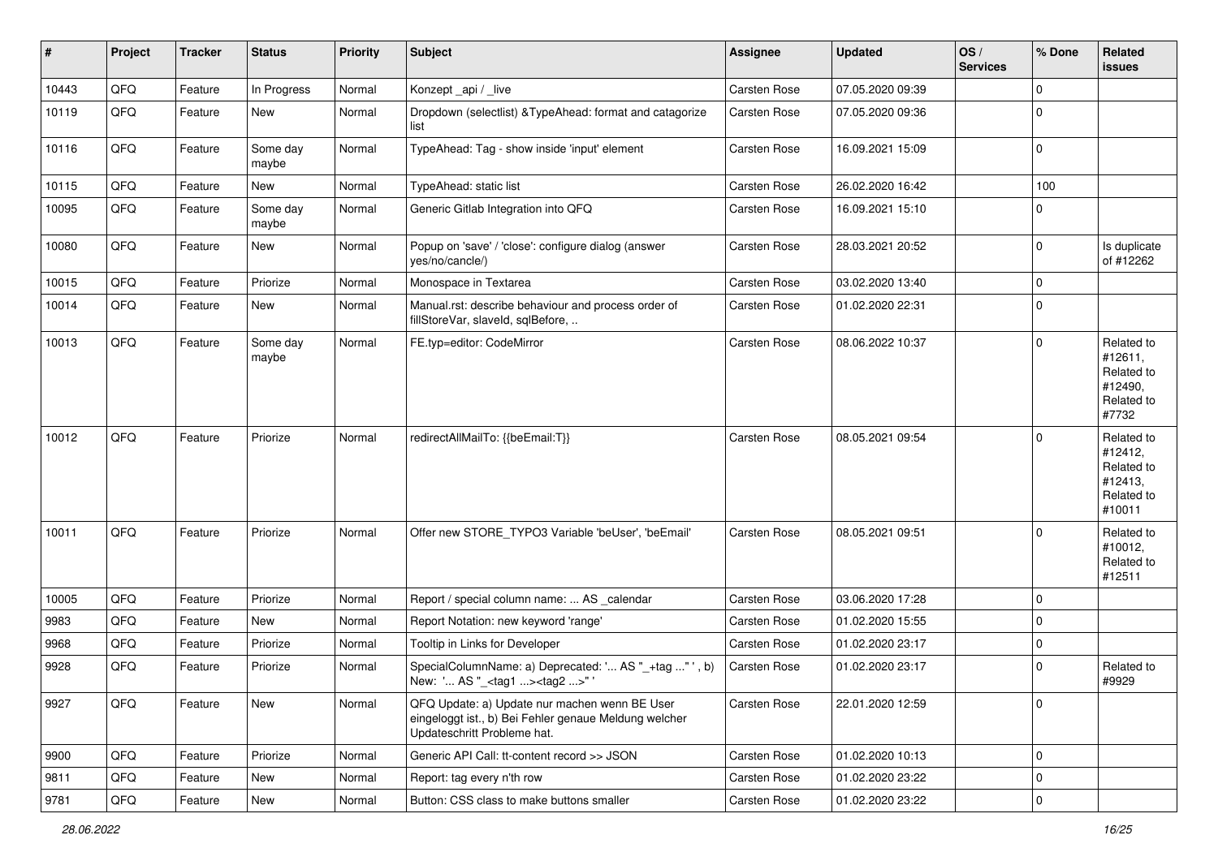| # | Project | Tracker | Status | Priority | Subject | Assignee | Updated | OS / Services | % Done | Related issues |
|---|---|---|---|---|---|---|---|---|---|---|
| 10443 | QFQ | Feature | In Progress | Normal | Konzept _api / _live | Carsten Rose | 07.05.2020 09:39 | | 0 | |
| 10119 | QFQ | Feature | New | Normal | Dropdown (selectlist) &TypeAhead: format and catagorize list | Carsten Rose | 07.05.2020 09:36 | | 0 | |
| 10116 | QFQ | Feature | Some day maybe | Normal | TypeAhead: Tag - show inside 'input' element | Carsten Rose | 16.09.2021 15:09 | | 0 | |
| 10115 | QFQ | Feature | New | Normal | TypeAhead: static list | Carsten Rose | 26.02.2020 16:42 | | 100 | |
| 10095 | QFQ | Feature | Some day maybe | Normal | Generic Gitlab Integration into QFQ | Carsten Rose | 16.09.2021 15:10 | | 0 | |
| 10080 | QFQ | Feature | New | Normal | Popup on 'save' / 'close': configure dialog (answer yes/no/cancle/) | Carsten Rose | 28.03.2021 20:52 | | 0 | Is duplicate of #12262 |
| 10015 | QFQ | Feature | Priorize | Normal | Monospace in Textarea | Carsten Rose | 03.02.2020 13:40 | | 0 | |
| 10014 | QFQ | Feature | New | Normal | Manual.rst: describe behaviour and process order of fillStoreVar, slaveId, sqlBefore, .. | Carsten Rose | 01.02.2020 22:31 | | 0 | |
| 10013 | QFQ | Feature | Some day maybe | Normal | FE.typ=editor: CodeMirror | Carsten Rose | 08.06.2022 10:37 | | 0 | Related to #12611, Related to #12490, Related to #7732 |
| 10012 | QFQ | Feature | Priorize | Normal | redirectAllMailTo: {{beEmail:T}} | Carsten Rose | 08.05.2021 09:54 | | 0 | Related to #12412, Related to #12413, Related to #10011 |
| 10011 | QFQ | Feature | Priorize | Normal | Offer new STORE_TYPO3 Variable 'beUser', 'beEmail' | Carsten Rose | 08.05.2021 09:51 | | 0 | Related to #10012, Related to #12511 |
| 10005 | QFQ | Feature | Priorize | Normal | Report / special column name: ... AS _calendar | Carsten Rose | 03.06.2020 17:28 | | 0 | |
| 9983 | QFQ | Feature | New | Normal | Report Notation: new keyword 'range' | Carsten Rose | 01.02.2020 15:55 | | 0 | |
| 9968 | QFQ | Feature | Priorize | Normal | Tooltip in Links for Developer | Carsten Rose | 01.02.2020 23:17 | | 0 | |
| 9928 | QFQ | Feature | Priorize | Normal | SpecialColumnName: a) Deprecated: '... AS "_+tag ..." ', b) New: '... AS "_<tag1 ...><tag2 ...>" ' | Carsten Rose | 01.02.2020 23:17 | | 0 | Related to #9929 |
| 9927 | QFQ | Feature | New | Normal | QFQ Update: a) Update nur machen wenn BE User eingeloggt ist., b) Bei Fehler genaue Meldung welcher Updateschritt Probleme hat. | Carsten Rose | 22.01.2020 12:59 | | 0 | |
| 9900 | QFQ | Feature | Priorize | Normal | Generic API Call: tt-content record >> JSON | Carsten Rose | 01.02.2020 10:13 | | 0 | |
| 9811 | QFQ | Feature | New | Normal | Report: tag every n'th row | Carsten Rose | 01.02.2020 23:22 | | 0 | |
| 9781 | QFQ | Feature | New | Normal | Button: CSS class to make buttons smaller | Carsten Rose | 01.02.2020 23:22 | | 0 | |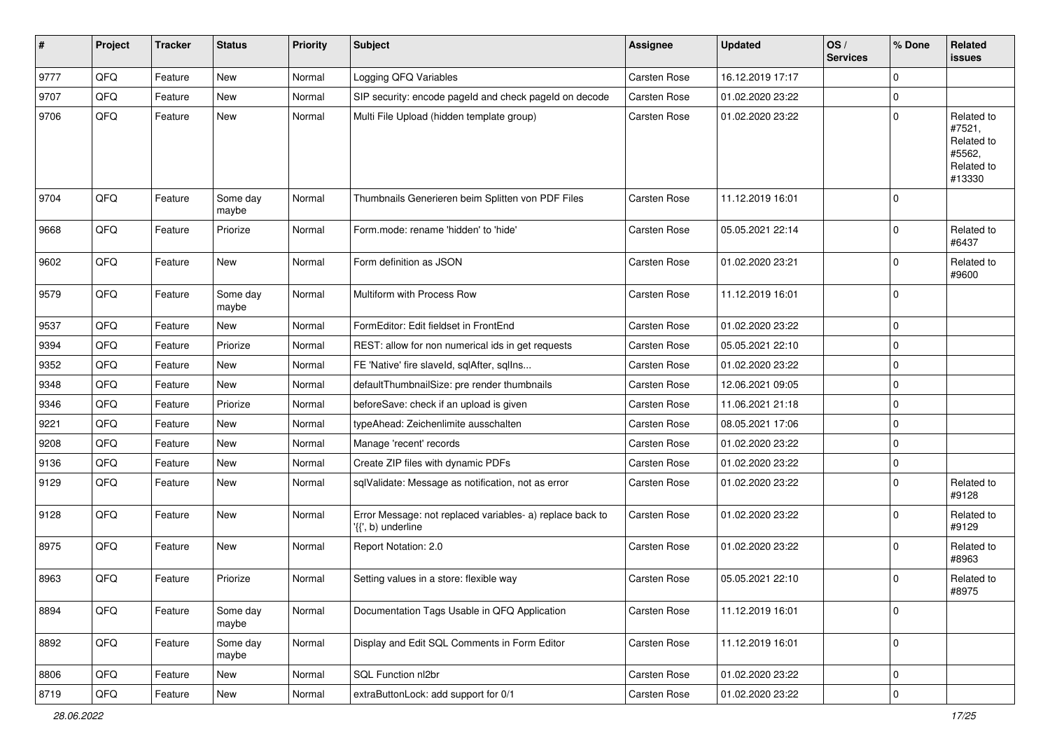| # | Project | Tracker | Status | Priority | Subject | Assignee | Updated | OS / Services | % Done | Related issues |
|---|---|---|---|---|---|---|---|---|---|---|
| 9777 | QFQ | Feature | New | Normal | Logging QFQ Variables | Carsten Rose | 16.12.2019 17:17 | | 0 | |
| 9707 | QFQ | Feature | New | Normal | SIP security: encode pageId and check pageId on decode | Carsten Rose | 01.02.2020 23:22 | | 0 | |
| 9706 | QFQ | Feature | New | Normal | Multi File Upload (hidden template group) | Carsten Rose | 01.02.2020 23:22 | | 0 | Related to #7521, Related to #5562, Related to #13330 |
| 9704 | QFQ | Feature | Some day maybe | Normal | Thumbnails Generieren beim Splitten von PDF Files | Carsten Rose | 11.12.2019 16:01 | | 0 | |
| 9668 | QFQ | Feature | Priorize | Normal | Form.mode: rename 'hidden' to 'hide' | Carsten Rose | 05.05.2021 22:14 | | 0 | Related to #6437 |
| 9602 | QFQ | Feature | New | Normal | Form definition as JSON | Carsten Rose | 01.02.2020 23:21 | | 0 | Related to #9600 |
| 9579 | QFQ | Feature | Some day maybe | Normal | Multiform with Process Row | Carsten Rose | 11.12.2019 16:01 | | 0 | |
| 9537 | QFQ | Feature | New | Normal | FormEditor: Edit fieldset in FrontEnd | Carsten Rose | 01.02.2020 23:22 | | 0 | |
| 9394 | QFQ | Feature | Priorize | Normal | REST: allow for non numerical ids in get requests | Carsten Rose | 05.05.2021 22:10 | | 0 | |
| 9352 | QFQ | Feature | New | Normal | FE 'Native' fire slaveId, sqlAfter, sqlIns... | Carsten Rose | 01.02.2020 23:22 | | 0 | |
| 9348 | QFQ | Feature | New | Normal | defaultThumbnailSize: pre render thumbnails | Carsten Rose | 12.06.2021 09:05 | | 0 | |
| 9346 | QFQ | Feature | Priorize | Normal | beforeSave: check if an upload is given | Carsten Rose | 11.06.2021 21:18 | | 0 | |
| 9221 | QFQ | Feature | New | Normal | typeAhead: Zeichenlimite ausschalten | Carsten Rose | 08.05.2021 17:06 | | 0 | |
| 9208 | QFQ | Feature | New | Normal | Manage 'recent' records | Carsten Rose | 01.02.2020 23:22 | | 0 | |
| 9136 | QFQ | Feature | New | Normal | Create ZIP files with dynamic PDFs | Carsten Rose | 01.02.2020 23:22 | | 0 | |
| 9129 | QFQ | Feature | New | Normal | sqlValidate: Message as notification, not as error | Carsten Rose | 01.02.2020 23:22 | | 0 | Related to #9128 |
| 9128 | QFQ | Feature | New | Normal | Error Message: not replaced variables- a) replace back to '{{', b) underline | Carsten Rose | 01.02.2020 23:22 | | 0 | Related to #9129 |
| 8975 | QFQ | Feature | New | Normal | Report Notation: 2.0 | Carsten Rose | 01.02.2020 23:22 | | 0 | Related to #8963 |
| 8963 | QFQ | Feature | Priorize | Normal | Setting values in a store: flexible way | Carsten Rose | 05.05.2021 22:10 | | 0 | Related to #8975 |
| 8894 | QFQ | Feature | Some day maybe | Normal | Documentation Tags Usable in QFQ Application | Carsten Rose | 11.12.2019 16:01 | | 0 | |
| 8892 | QFQ | Feature | Some day maybe | Normal | Display and Edit SQL Comments in Form Editor | Carsten Rose | 11.12.2019 16:01 | | 0 | |
| 8806 | QFQ | Feature | New | Normal | SQL Function nl2br | Carsten Rose | 01.02.2020 23:22 | | 0 | |
| 8719 | QFQ | Feature | New | Normal | extraButtonLock: add support for 0/1 | Carsten Rose | 01.02.2020 23:22 | | 0 | |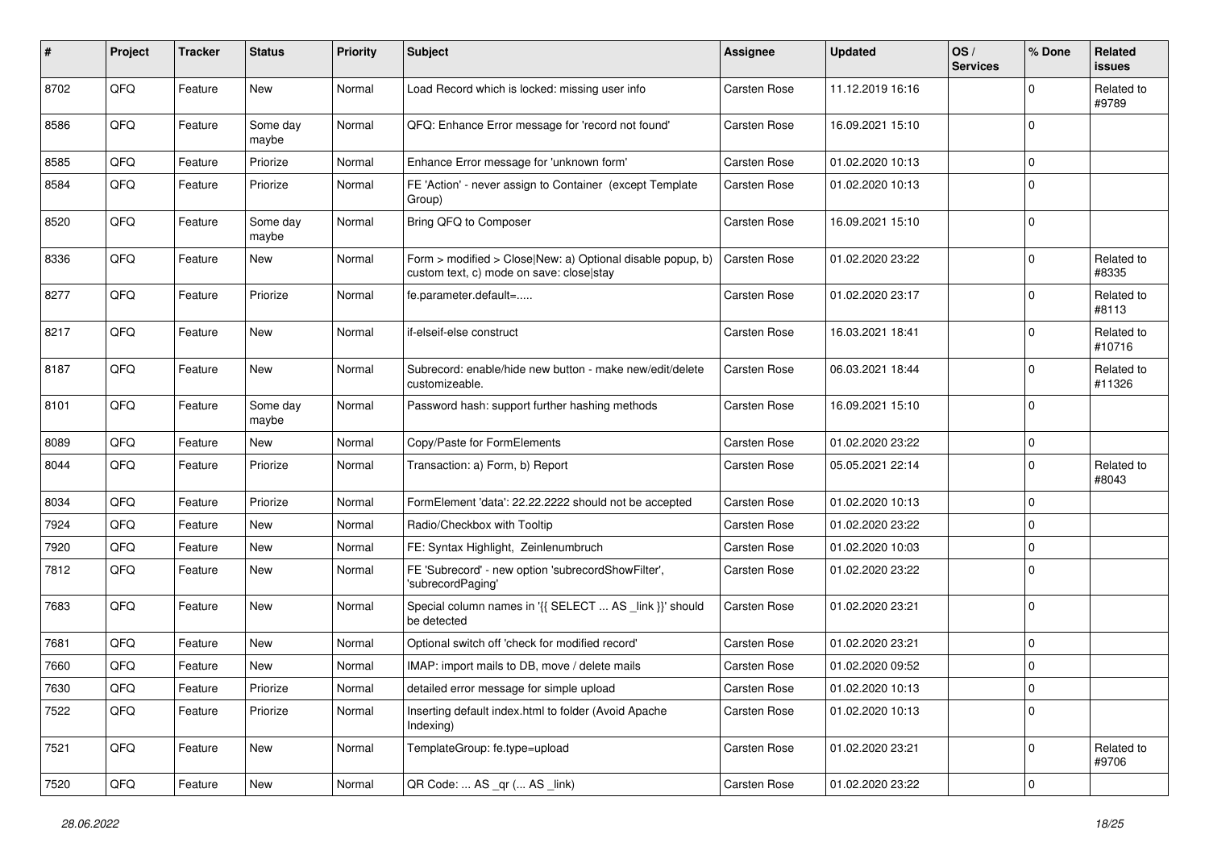| # | Project | Tracker | Status | Priority | Subject | Assignee | Updated | OS / Services | % Done | Related issues |
|---|---|---|---|---|---|---|---|---|---|---|
| 8702 | QFQ | Feature | New | Normal | Load Record which is locked: missing user info | Carsten Rose | 11.12.2019 16:16 | | 0 | Related to #9789 |
| 8586 | QFQ | Feature | Some day maybe | Normal | QFQ: Enhance Error message for 'record not found' | Carsten Rose | 16.09.2021 15:10 | | 0 | |
| 8585 | QFQ | Feature | Priorize | Normal | Enhance Error message for 'unknown form' | Carsten Rose | 01.02.2020 10:13 | | 0 | |
| 8584 | QFQ | Feature | Priorize | Normal | FE 'Action' - never assign to Container (except Template Group) | Carsten Rose | 01.02.2020 10:13 | | 0 | |
| 8520 | QFQ | Feature | Some day maybe | Normal | Bring QFQ to Composer | Carsten Rose | 16.09.2021 15:10 | | 0 | |
| 8336 | QFQ | Feature | New | Normal | Form > modified > Close\|New: a) Optional disable popup, b) custom text, c) mode on save: close\|stay | Carsten Rose | 01.02.2020 23:22 | | 0 | Related to #8335 |
| 8277 | QFQ | Feature | Priorize | Normal | fe.parameter.default=..... | Carsten Rose | 01.02.2020 23:17 | | 0 | Related to #8113 |
| 8217 | QFQ | Feature | New | Normal | if-elseif-else construct | Carsten Rose | 16.03.2021 18:41 | | 0 | Related to #10716 |
| 8187 | QFQ | Feature | New | Normal | Subrecord: enable/hide new button - make new/edit/delete customizeable. | Carsten Rose | 06.03.2021 18:44 | | 0 | Related to #11326 |
| 8101 | QFQ | Feature | Some day maybe | Normal | Password hash: support further hashing methods | Carsten Rose | 16.09.2021 15:10 | | 0 | |
| 8089 | QFQ | Feature | New | Normal | Copy/Paste for FormElements | Carsten Rose | 01.02.2020 23:22 | | 0 | |
| 8044 | QFQ | Feature | Priorize | Normal | Transaction: a) Form, b) Report | Carsten Rose | 05.05.2021 22:14 | | 0 | Related to #8043 |
| 8034 | QFQ | Feature | Priorize | Normal | FormElement 'data': 22.22.2222 should not be accepted | Carsten Rose | 01.02.2020 10:13 | | 0 | |
| 7924 | QFQ | Feature | New | Normal | Radio/Checkbox with Tooltip | Carsten Rose | 01.02.2020 23:22 | | 0 | |
| 7920 | QFQ | Feature | New | Normal | FE: Syntax Highlight, Zeinlenumbruch | Carsten Rose | 01.02.2020 10:03 | | 0 | |
| 7812 | QFQ | Feature | New | Normal | FE 'Subrecord' - new option 'subrecordShowFilter', 'subrecordPaging' | Carsten Rose | 01.02.2020 23:22 | | 0 | |
| 7683 | QFQ | Feature | New | Normal | Special column names in '{{ SELECT ... AS _link }}' should be detected | Carsten Rose | 01.02.2020 23:21 | | 0 | |
| 7681 | QFQ | Feature | New | Normal | Optional switch off 'check for modified record' | Carsten Rose | 01.02.2020 23:21 | | 0 | |
| 7660 | QFQ | Feature | New | Normal | IMAP: import mails to DB, move / delete mails | Carsten Rose | 01.02.2020 09:52 | | 0 | |
| 7630 | QFQ | Feature | Priorize | Normal | detailed error message for simple upload | Carsten Rose | 01.02.2020 10:13 | | 0 | |
| 7522 | QFQ | Feature | Priorize | Normal | Inserting default index.html to folder (Avoid Apache Indexing) | Carsten Rose | 01.02.2020 10:13 | | 0 | |
| 7521 | QFQ | Feature | New | Normal | TemplateGroup: fe.type=upload | Carsten Rose | 01.02.2020 23:21 | | 0 | Related to #9706 |
| 7520 | QFQ | Feature | New | Normal | QR Code: ... AS _qr (... AS _link) | Carsten Rose | 01.02.2020 23:22 | | 0 | |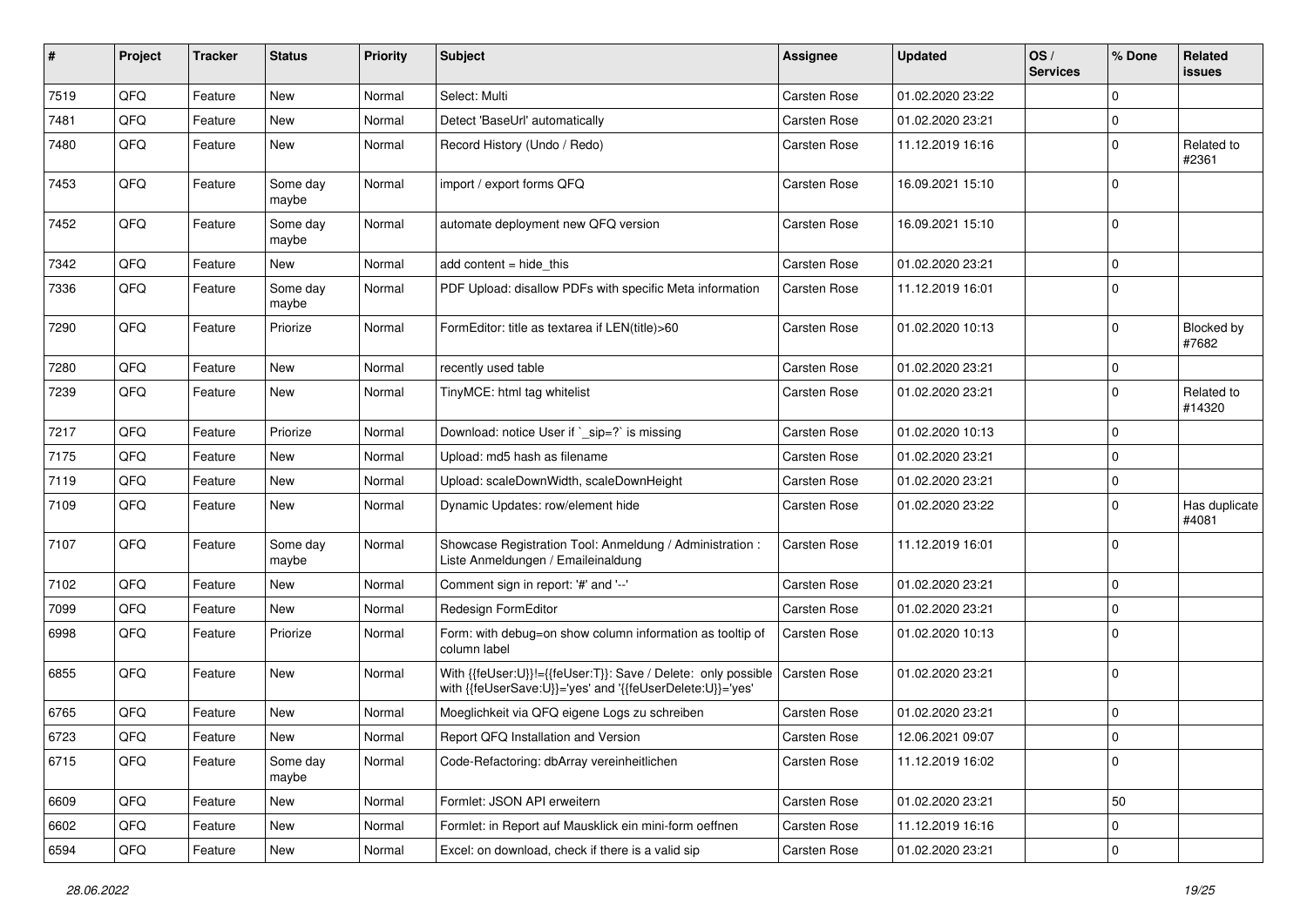| # | Project | Tracker | Status | Priority | Subject | Assignee | Updated | OS / Services | % Done | Related issues |
|---|---|---|---|---|---|---|---|---|---|---|
| 7519 | QFQ | Feature | New | Normal | Select: Multi | Carsten Rose | 01.02.2020 23:22 | | 0 | |
| 7481 | QFQ | Feature | New | Normal | Detect 'BaseUrl' automatically | Carsten Rose | 01.02.2020 23:21 | | 0 | |
| 7480 | QFQ | Feature | New | Normal | Record History (Undo / Redo) | Carsten Rose | 11.12.2019 16:16 | | 0 | Related to #2361 |
| 7453 | QFQ | Feature | Some day maybe | Normal | import / export forms QFQ | Carsten Rose | 16.09.2021 15:10 | | 0 | |
| 7452 | QFQ | Feature | Some day maybe | Normal | automate deployment new QFQ version | Carsten Rose | 16.09.2021 15:10 | | 0 | |
| 7342 | QFQ | Feature | New | Normal | add content = hide_this | Carsten Rose | 01.02.2020 23:21 | | 0 | |
| 7336 | QFQ | Feature | Some day maybe | Normal | PDF Upload: disallow PDFs with specific Meta information | Carsten Rose | 11.12.2019 16:01 | | 0 | |
| 7290 | QFQ | Feature | Priorize | Normal | FormEditor: title as textarea if LEN(title)>60 | Carsten Rose | 01.02.2020 10:13 | | 0 | Blocked by #7682 |
| 7280 | QFQ | Feature | New | Normal | recently used table | Carsten Rose | 01.02.2020 23:21 | | 0 | |
| 7239 | QFQ | Feature | New | Normal | TinyMCE: html tag whitelist | Carsten Rose | 01.02.2020 23:21 | | 0 | Related to #14320 |
| 7217 | QFQ | Feature | Priorize | Normal | Download: notice User if `_sip=?` is missing | Carsten Rose | 01.02.2020 10:13 | | 0 | |
| 7175 | QFQ | Feature | New | Normal | Upload: md5 hash as filename | Carsten Rose | 01.02.2020 23:21 | | 0 | |
| 7119 | QFQ | Feature | New | Normal | Upload: scaleDownWidth, scaleDownHeight | Carsten Rose | 01.02.2020 23:21 | | 0 | |
| 7109 | QFQ | Feature | New | Normal | Dynamic Updates: row/element hide | Carsten Rose | 01.02.2020 23:22 | | 0 | Has duplicate #4081 |
| 7107 | QFQ | Feature | Some day maybe | Normal | Showcase Registration Tool: Anmeldung / Administration : Liste Anmeldungen / Emaileinaldung | Carsten Rose | 11.12.2019 16:01 | | 0 | |
| 7102 | QFQ | Feature | New | Normal | Comment sign in report: '#' and '--' | Carsten Rose | 01.02.2020 23:21 | | 0 | |
| 7099 | QFQ | Feature | New | Normal | Redesign FormEditor | Carsten Rose | 01.02.2020 23:21 | | 0 | |
| 6998 | QFQ | Feature | Priorize | Normal | Form: with debug=on show column information as tooltip of column label | Carsten Rose | 01.02.2020 10:13 | | 0 | |
| 6855 | QFQ | Feature | New | Normal | With {{feUser:U}}!={{feUser:T}}: Save / Delete: only possible with {{feUserSave:U}}='yes' and '{{feUserDelete:U}}='yes' | Carsten Rose | 01.02.2020 23:21 | | 0 | |
| 6765 | QFQ | Feature | New | Normal | Moeglichkeit via QFQ eigene Logs zu schreiben | Carsten Rose | 01.02.2020 23:21 | | 0 | |
| 6723 | QFQ | Feature | New | Normal | Report QFQ Installation and Version | Carsten Rose | 12.06.2021 09:07 | | 0 | |
| 6715 | QFQ | Feature | Some day maybe | Normal | Code-Refactoring: dbArray vereinheitlichen | Carsten Rose | 11.12.2019 16:02 | | 0 | |
| 6609 | QFQ | Feature | New | Normal | Formlet: JSON API erweitern | Carsten Rose | 01.02.2020 23:21 | | 50 | |
| 6602 | QFQ | Feature | New | Normal | Formlet: in Report auf Mausklick ein mini-form oeffnen | Carsten Rose | 11.12.2019 16:16 | | 0 | |
| 6594 | QFQ | Feature | New | Normal | Excel: on download, check if there is a valid sip | Carsten Rose | 01.02.2020 23:21 | | 0 | |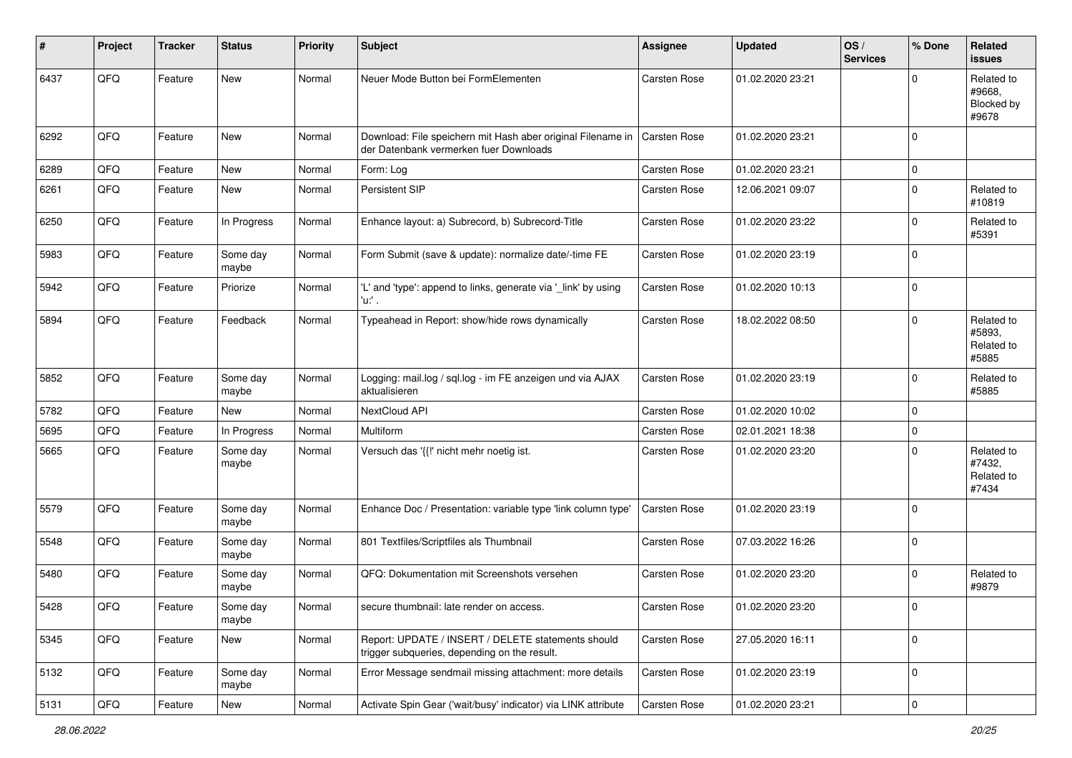| # | Project | Tracker | Status | Priority | Subject | Assignee | Updated | OS / Services | % Done | Related issues |
|---|---|---|---|---|---|---|---|---|---|---|
| 6437 | QFQ | Feature | New | Normal | Neuer Mode Button bei FormElementen | Carsten Rose | 01.02.2020 23:21 | | 0 | Related to #9668, Blocked by #9678 |
| 6292 | QFQ | Feature | New | Normal | Download: File speichern mit Hash aber original Filename in der Datenbank vermerken fuer Downloads | Carsten Rose | 01.02.2020 23:21 | | 0 | |
| 6289 | QFQ | Feature | New | Normal | Form: Log | Carsten Rose | 01.02.2020 23:21 | | 0 | |
| 6261 | QFQ | Feature | New | Normal | Persistent SIP | Carsten Rose | 12.06.2021 09:07 | | 0 | Related to #10819 |
| 6250 | QFQ | Feature | In Progress | Normal | Enhance layout: a) Subrecord, b) Subrecord-Title | Carsten Rose | 01.02.2020 23:22 | | 0 | Related to #5391 |
| 5983 | QFQ | Feature | Some day maybe | Normal | Form Submit (save & update): normalize date/-time FE | Carsten Rose | 01.02.2020 23:19 | | 0 | |
| 5942 | QFQ | Feature | Priorize | Normal | 'L' and 'type': append to links, generate via '_link' by using 'u:' . | Carsten Rose | 01.02.2020 10:13 | | 0 | |
| 5894 | QFQ | Feature | Feedback | Normal | Typeahead in Report: show/hide rows dynamically | Carsten Rose | 18.02.2022 08:50 | | 0 | Related to #5893, Related to #5885 |
| 5852 | QFQ | Feature | Some day maybe | Normal | Logging: mail.log / sql.log - im FE anzeigen und via AJAX aktualisieren | Carsten Rose | 01.02.2020 23:19 | | 0 | Related to #5885 |
| 5782 | QFQ | Feature | New | Normal | NextCloud API | Carsten Rose | 01.02.2020 10:02 | | 0 | |
| 5695 | QFQ | Feature | In Progress | Normal | Multiform | Carsten Rose | 02.01.2021 18:38 | | 0 | |
| 5665 | QFQ | Feature | Some day maybe | Normal | Versuch das '{{!' nicht mehr noetig ist. | Carsten Rose | 01.02.2020 23:20 | | 0 | Related to #7432, Related to #7434 |
| 5579 | QFQ | Feature | Some day maybe | Normal | Enhance Doc / Presentation: variable type 'link column type' | Carsten Rose | 01.02.2020 23:19 | | 0 | |
| 5548 | QFQ | Feature | Some day maybe | Normal | 801 Textfiles/Scriptfiles als Thumbnail | Carsten Rose | 07.03.2022 16:26 | | 0 | |
| 5480 | QFQ | Feature | Some day maybe | Normal | QFQ: Dokumentation mit Screenshots versehen | Carsten Rose | 01.02.2020 23:20 | | 0 | Related to #9879 |
| 5428 | QFQ | Feature | Some day maybe | Normal | secure thumbnail: late render on access. | Carsten Rose | 01.02.2020 23:20 | | 0 | |
| 5345 | QFQ | Feature | New | Normal | Report: UPDATE / INSERT / DELETE statements should trigger subqueries, depending on the result. | Carsten Rose | 27.05.2020 16:11 | | 0 | |
| 5132 | QFQ | Feature | Some day maybe | Normal | Error Message sendmail missing attachment: more details | Carsten Rose | 01.02.2020 23:19 | | 0 | |
| 5131 | QFQ | Feature | New | Normal | Activate Spin Gear ('wait/busy' indicator) via LINK attribute | Carsten Rose | 01.02.2020 23:21 | | 0 | |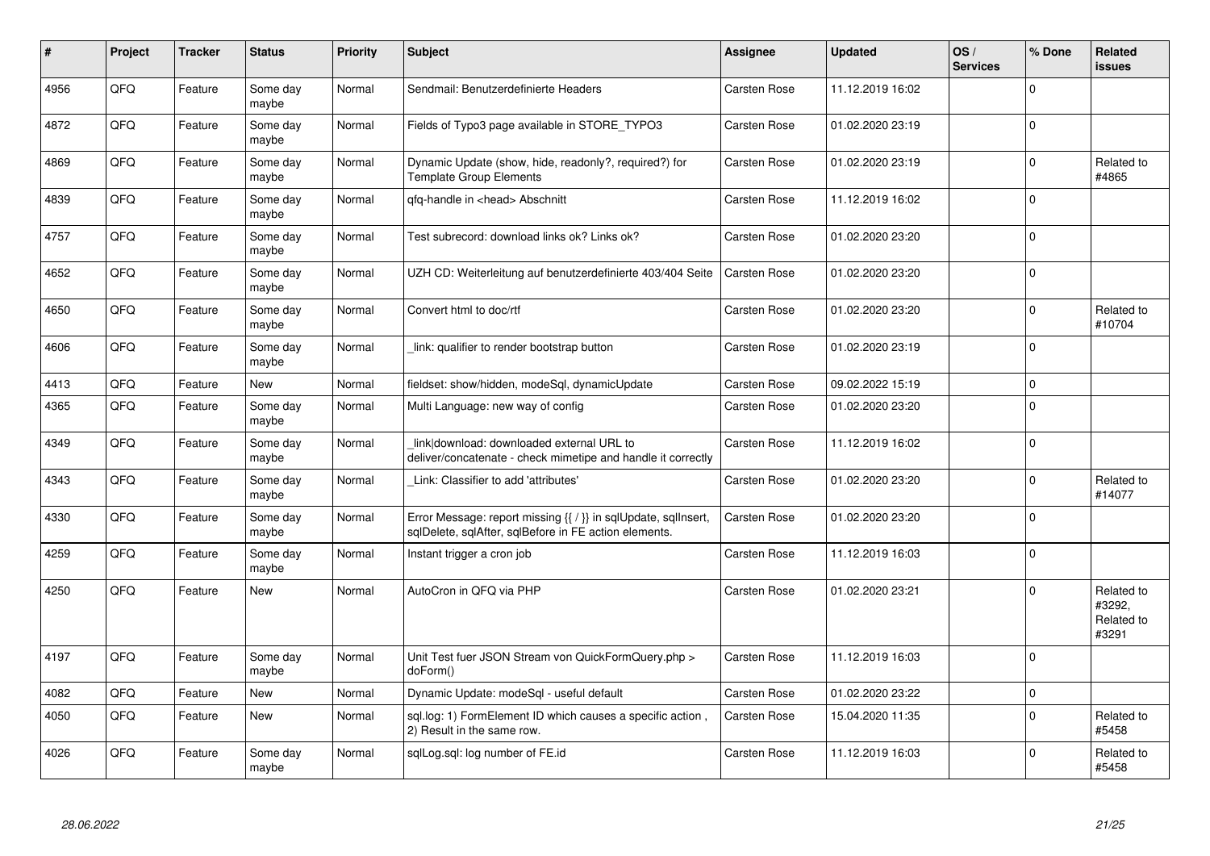| # | Project | Tracker | Status | Priority | Subject | Assignee | Updated | OS / Services | % Done | Related issues |
|---|---|---|---|---|---|---|---|---|---|---|
| 4956 | QFQ | Feature | Some day maybe | Normal | Sendmail: Benutzerdefinierte Headers | Carsten Rose | 11.12.2019 16:02 | | 0 | |
| 4872 | QFQ | Feature | Some day maybe | Normal | Fields of Typo3 page available in STORE_TYPO3 | Carsten Rose | 01.02.2020 23:19 | | 0 | |
| 4869 | QFQ | Feature | Some day maybe | Normal | Dynamic Update (show, hide, readonly?, required?) for Template Group Elements | Carsten Rose | 01.02.2020 23:19 | | 0 | Related to #4865 |
| 4839 | QFQ | Feature | Some day maybe | Normal | qfq-handle in <head> Abschnitt | Carsten Rose | 11.12.2019 16:02 | | 0 | |
| 4757 | QFQ | Feature | Some day maybe | Normal | Test subrecord: download links ok? Links ok? | Carsten Rose | 01.02.2020 23:20 | | 0 | |
| 4652 | QFQ | Feature | Some day maybe | Normal | UZH CD: Weiterleitung auf benutzerdefinierte 403/404 Seite | Carsten Rose | 01.02.2020 23:20 | | 0 | |
| 4650 | QFQ | Feature | Some day maybe | Normal | Convert html to doc/rtf | Carsten Rose | 01.02.2020 23:20 | | 0 | Related to #10704 |
| 4606 | QFQ | Feature | Some day maybe | Normal | _link: qualifier to render bootstrap button | Carsten Rose | 01.02.2020 23:19 | | 0 | |
| 4413 | QFQ | Feature | New | Normal | fieldset: show/hidden, modeSql, dynamicUpdate | Carsten Rose | 09.02.2022 15:19 | | 0 | |
| 4365 | QFQ | Feature | Some day maybe | Normal | Multi Language: new way of config | Carsten Rose | 01.02.2020 23:20 | | 0 | |
| 4349 | QFQ | Feature | Some day maybe | Normal | _link\|download: downloaded external URL to deliver/concatenate - check mimetipe and handle it correctly | Carsten Rose | 11.12.2019 16:02 | | 0 | |
| 4343 | QFQ | Feature | Some day maybe | Normal | _Link: Classifier to add 'attributes' | Carsten Rose | 01.02.2020 23:20 | | 0 | Related to #14077 |
| 4330 | QFQ | Feature | Some day maybe | Normal | Error Message: report missing {{ / }} in sqlUpdate, sqlInsert, sqlDelete, sqlAfter, sqlBefore in FE action elements. | Carsten Rose | 01.02.2020 23:20 | | 0 | |
| 4259 | QFQ | Feature | Some day maybe | Normal | Instant trigger a cron job | Carsten Rose | 11.12.2019 16:03 | | 0 | |
| 4250 | QFQ | Feature | New | Normal | AutoCron in QFQ via PHP | Carsten Rose | 01.02.2020 23:21 | | 0 | Related to #3292, Related to #3291 |
| 4197 | QFQ | Feature | Some day maybe | Normal | Unit Test fuer JSON Stream von QuickFormQuery.php > doForm() | Carsten Rose | 11.12.2019 16:03 | | 0 | |
| 4082 | QFQ | Feature | New | Normal | Dynamic Update: modeSql - useful default | Carsten Rose | 01.02.2020 23:22 | | 0 | |
| 4050 | QFQ | Feature | New | Normal | sql.log: 1) FormElement ID which causes a specific action , 2) Result in the same row. | Carsten Rose | 15.04.2020 11:35 | | 0 | Related to #5458 |
| 4026 | QFQ | Feature | Some day maybe | Normal | sqlLog.sql: log number of FE.id | Carsten Rose | 11.12.2019 16:03 | | 0 | Related to #5458 |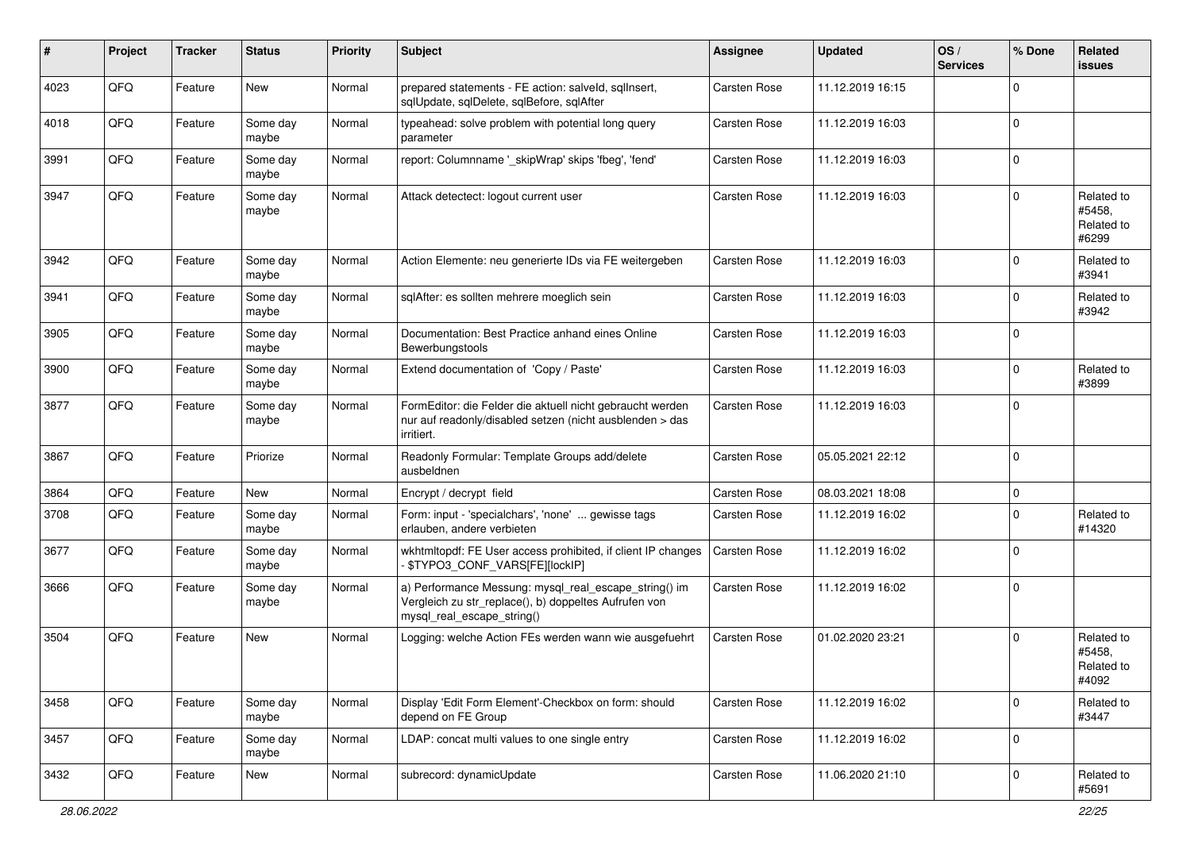| # | Project | Tracker | Status | Priority | Subject | Assignee | Updated | OS / Services | % Done | Related issues |
|---|---|---|---|---|---|---|---|---|---|---|
| 4023 | QFQ | Feature | New | Normal | prepared statements - FE action: salveId, sqlInsert, sqlUpdate, sqlDelete, sqlBefore, sqlAfter | Carsten Rose | 11.12.2019 16:15 | | 0 | |
| 4018 | QFQ | Feature | Some day maybe | Normal | typeahead: solve problem with potential long query parameter | Carsten Rose | 11.12.2019 16:03 | | 0 | |
| 3991 | QFQ | Feature | Some day maybe | Normal | report: Columnname '_skipWrap' skips 'fbeg', 'fend' | Carsten Rose | 11.12.2019 16:03 | | 0 | |
| 3947 | QFQ | Feature | Some day maybe | Normal | Attack detectect: logout current user | Carsten Rose | 11.12.2019 16:03 | | 0 | Related to #5458, Related to #6299 |
| 3942 | QFQ | Feature | Some day maybe | Normal | Action Elemente: neu generierte IDs via FE weitergeben | Carsten Rose | 11.12.2019 16:03 | | 0 | Related to #3941 |
| 3941 | QFQ | Feature | Some day maybe | Normal | sqlAfter: es sollten mehrere moeglich sein | Carsten Rose | 11.12.2019 16:03 | | 0 | Related to #3942 |
| 3905 | QFQ | Feature | Some day maybe | Normal | Documentation: Best Practice anhand eines Online Bewerbungstools | Carsten Rose | 11.12.2019 16:03 | | 0 | |
| 3900 | QFQ | Feature | Some day maybe | Normal | Extend documentation of 'Copy / Paste' | Carsten Rose | 11.12.2019 16:03 | | 0 | Related to #3899 |
| 3877 | QFQ | Feature | Some day maybe | Normal | FormEditor: die Felder die aktuell nicht gebraucht werden nur auf readonly/disabled setzen (nicht ausblenden > das irritiert. | Carsten Rose | 11.12.2019 16:03 | | 0 | |
| 3867 | QFQ | Feature | Priorize | Normal | Readonly Formular: Template Groups add/delete ausbeldnen | Carsten Rose | 05.05.2021 22:12 | | 0 | |
| 3864 | QFQ | Feature | New | Normal | Encrypt / decrypt field | Carsten Rose | 08.03.2021 18:08 | | 0 | |
| 3708 | QFQ | Feature | Some day maybe | Normal | Form: input - 'specialchars', 'none' ... gewisse tags erlauben, andere verbieten | Carsten Rose | 11.12.2019 16:02 | | 0 | Related to #14320 |
| 3677 | QFQ | Feature | Some day maybe | Normal | wkhtmltopdf: FE User access prohibited, if client IP changes - $TYPO3_CONF_VARS[FE][lockIP] | Carsten Rose | 11.12.2019 16:02 | | 0 | |
| 3666 | QFQ | Feature | Some day maybe | Normal | a) Performance Messung: mysql_real_escape_string() im Vergleich zu str_replace(), b) doppeltes Aufrufen von mysql_real_escape_string() | Carsten Rose | 11.12.2019 16:02 | | 0 | |
| 3504 | QFQ | Feature | New | Normal | Logging: welche Action FEs werden wann wie ausgefuehrt | Carsten Rose | 01.02.2020 23:21 | | 0 | Related to #5458, Related to #4092 |
| 3458 | QFQ | Feature | Some day maybe | Normal | Display 'Edit Form Element'-Checkbox on form: should depend on FE Group | Carsten Rose | 11.12.2019 16:02 | | 0 | Related to #3447 |
| 3457 | QFQ | Feature | Some day maybe | Normal | LDAP: concat multi values to one single entry | Carsten Rose | 11.12.2019 16:02 | | 0 | |
| 3432 | QFQ | Feature | New | Normal | subrecord: dynamicUpdate | Carsten Rose | 11.06.2020 21:10 | | 0 | Related to #5691 |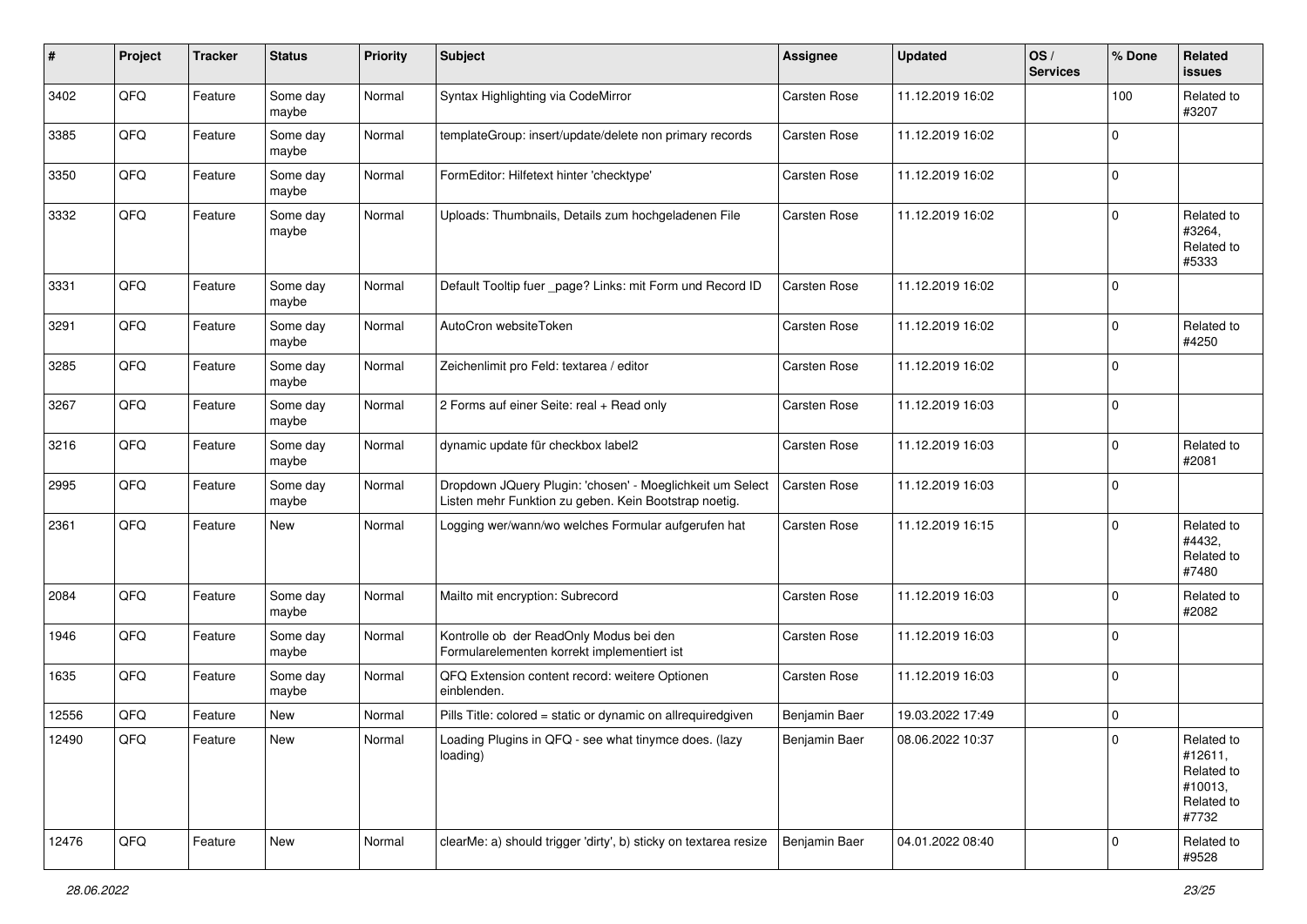| # | Project | Tracker | Status | Priority | Subject | Assignee | Updated | OS / Services | % Done | Related issues |
|---|---|---|---|---|---|---|---|---|---|---|
| 3402 | QFQ | Feature | Some day maybe | Normal | Syntax Highlighting via CodeMirror | Carsten Rose | 11.12.2019 16:02 | | 100 | Related to #3207 |
| 3385 | QFQ | Feature | Some day maybe | Normal | templateGroup: insert/update/delete non primary records | Carsten Rose | 11.12.2019 16:02 | | 0 | |
| 3350 | QFQ | Feature | Some day maybe | Normal | FormEditor: Hilfetext hinter 'checktype' | Carsten Rose | 11.12.2019 16:02 | | 0 | |
| 3332 | QFQ | Feature | Some day maybe | Normal | Uploads: Thumbnails, Details zum hochgeladenen File | Carsten Rose | 11.12.2019 16:02 | | 0 | Related to #3264, Related to #5333 |
| 3331 | QFQ | Feature | Some day maybe | Normal | Default Tooltip fuer _page? Links: mit Form und Record ID | Carsten Rose | 11.12.2019 16:02 | | 0 | |
| 3291 | QFQ | Feature | Some day maybe | Normal | AutoCron websiteToken | Carsten Rose | 11.12.2019 16:02 | | 0 | Related to #4250 |
| 3285 | QFQ | Feature | Some day maybe | Normal | Zeichenlimit pro Feld: textarea / editor | Carsten Rose | 11.12.2019 16:02 | | 0 | |
| 3267 | QFQ | Feature | Some day maybe | Normal | 2 Forms auf einer Seite: real + Read only | Carsten Rose | 11.12.2019 16:03 | | 0 | |
| 3216 | QFQ | Feature | Some day maybe | Normal | dynamic update für checkbox label2 | Carsten Rose | 11.12.2019 16:03 | | 0 | Related to #2081 |
| 2995 | QFQ | Feature | Some day maybe | Normal | Dropdown JQuery Plugin: 'chosen' - Moeglichkeit um Select Listen mehr Funktion zu geben. Kein Bootstrap noetig. | Carsten Rose | 11.12.2019 16:03 | | 0 | |
| 2361 | QFQ | Feature | New | Normal | Logging wer/wann/wo welches Formular aufgerufen hat | Carsten Rose | 11.12.2019 16:15 | | 0 | Related to #4432, Related to #7480 |
| 2084 | QFQ | Feature | Some day maybe | Normal | Mailto mit encryption: Subrecord | Carsten Rose | 11.12.2019 16:03 | | 0 | Related to #2082 |
| 1946 | QFQ | Feature | Some day maybe | Normal | Kontrolle ob der ReadOnly Modus bei den Formularelementen korrekt implementiert ist | Carsten Rose | 11.12.2019 16:03 | | 0 | |
| 1635 | QFQ | Feature | Some day maybe | Normal | QFQ Extension content record: weitere Optionen einblenden. | Carsten Rose | 11.12.2019 16:03 | | 0 | |
| 12556 | QFQ | Feature | New | Normal | Pills Title: colored = static or dynamic on allrequiredgiven | Benjamin Baer | 19.03.2022 17:49 | | 0 | |
| 12490 | QFQ | Feature | New | Normal | Loading Plugins in QFQ - see what tinymce does. (lazy loading) | Benjamin Baer | 08.06.2022 10:37 | | 0 | Related to #12611, Related to #10013, Related to #7732 |
| 12476 | QFQ | Feature | New | Normal | clearMe: a) should trigger 'dirty', b) sticky on textarea resize | Benjamin Baer | 04.01.2022 08:40 | | 0 | Related to #9528 |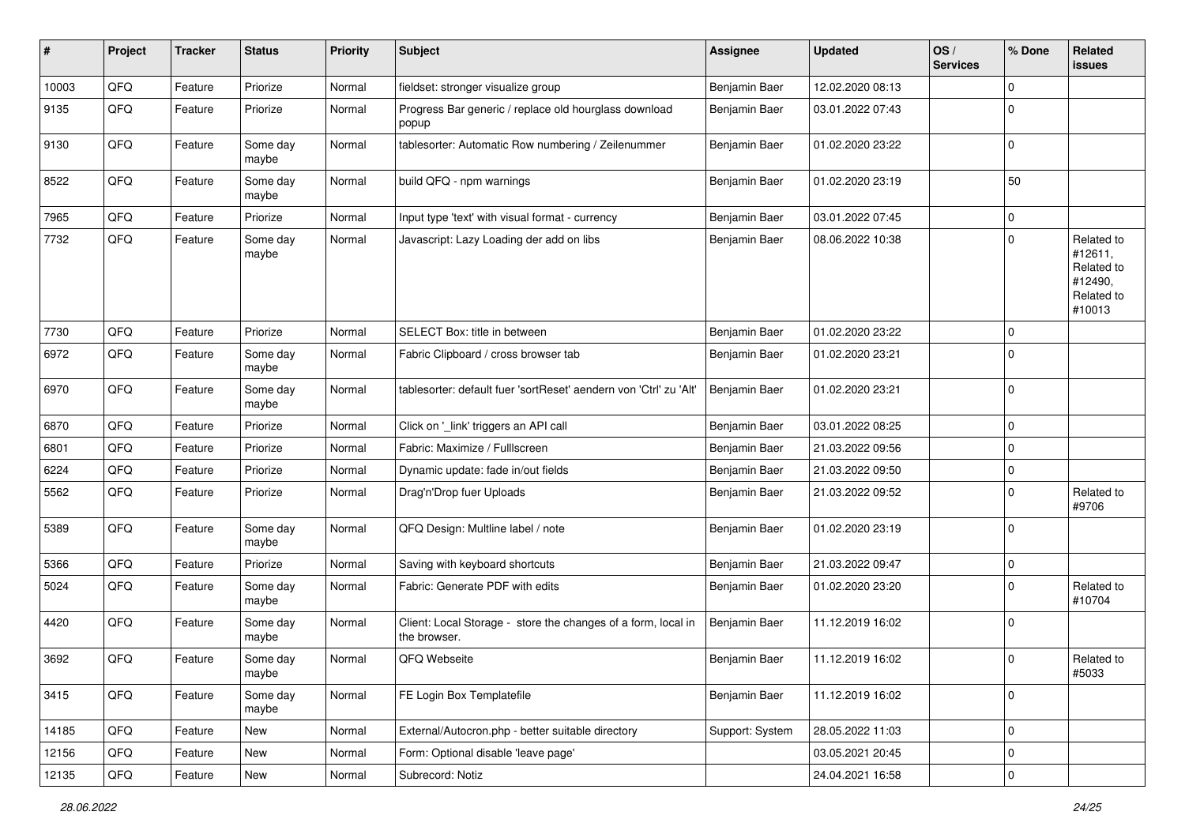| # | Project | Tracker | Status | Priority | Subject | Assignee | Updated | OS / Services | % Done | Related issues |
|---|---|---|---|---|---|---|---|---|---|---|
| 10003 | QFQ | Feature | Priorize | Normal | fieldset: stronger visualize group | Benjamin Baer | 12.02.2020 08:13 | | 0 | |
| 9135 | QFQ | Feature | Priorize | Normal | Progress Bar generic / replace old hourglass download popup | Benjamin Baer | 03.01.2022 07:43 | | 0 | |
| 9130 | QFQ | Feature | Some day maybe | Normal | tablesorter: Automatic Row numbering / Zeilenummer | Benjamin Baer | 01.02.2020 23:22 | | 0 | |
| 8522 | QFQ | Feature | Some day maybe | Normal | build QFQ - npm warnings | Benjamin Baer | 01.02.2020 23:19 | | 50 | |
| 7965 | QFQ | Feature | Priorize | Normal | Input type 'text' with visual format - currency | Benjamin Baer | 03.01.2022 07:45 | | 0 | |
| 7732 | QFQ | Feature | Some day maybe | Normal | Javascript: Lazy Loading der add on libs | Benjamin Baer | 08.06.2022 10:38 | | 0 | Related to #12611, Related to #12490, Related to #10013 |
| 7730 | QFQ | Feature | Priorize | Normal | SELECT Box: title in between | Benjamin Baer | 01.02.2020 23:22 | | 0 | |
| 6972 | QFQ | Feature | Some day maybe | Normal | Fabric Clipboard / cross browser tab | Benjamin Baer | 01.02.2020 23:21 | | 0 | |
| 6970 | QFQ | Feature | Some day maybe | Normal | tablesorter: default fuer 'sortReset' aendern von 'Ctrl' zu 'Alt' | Benjamin Baer | 01.02.2020 23:21 | | 0 | |
| 6870 | QFQ | Feature | Priorize | Normal | Click on '_link' triggers an API call | Benjamin Baer | 03.01.2022 08:25 | | 0 | |
| 6801 | QFQ | Feature | Priorize | Normal | Fabric: Maximize / Fulllscreen | Benjamin Baer | 21.03.2022 09:56 | | 0 | |
| 6224 | QFQ | Feature | Priorize | Normal | Dynamic update: fade in/out fields | Benjamin Baer | 21.03.2022 09:50 | | 0 | |
| 5562 | QFQ | Feature | Priorize | Normal | Drag'n'Drop fuer Uploads | Benjamin Baer | 21.03.2022 09:52 | | 0 | Related to #9706 |
| 5389 | QFQ | Feature | Some day maybe | Normal | QFQ Design: Multline label / note | Benjamin Baer | 01.02.2020 23:19 | | 0 | |
| 5366 | QFQ | Feature | Priorize | Normal | Saving with keyboard shortcuts | Benjamin Baer | 21.03.2022 09:47 | | 0 | |
| 5024 | QFQ | Feature | Some day maybe | Normal | Fabric: Generate PDF with edits | Benjamin Baer | 01.02.2020 23:20 | | 0 | Related to #10704 |
| 4420 | QFQ | Feature | Some day maybe | Normal | Client: Local Storage - store the changes of a form, local in the browser. | Benjamin Baer | 11.12.2019 16:02 | | 0 | |
| 3692 | QFQ | Feature | Some day maybe | Normal | QFQ Webseite | Benjamin Baer | 11.12.2019 16:02 | | 0 | Related to #5033 |
| 3415 | QFQ | Feature | Some day maybe | Normal | FE Login Box Templatefile | Benjamin Baer | 11.12.2019 16:02 | | 0 | |
| 14185 | QFQ | Feature | New | Normal | External/Autocron.php - better suitable directory | Support: System | 28.05.2022 11:03 | | 0 | |
| 12156 | QFQ | Feature | New | Normal | Form: Optional disable 'leave page' | | 03.05.2021 20:45 | | 0 | |
| 12135 | QFQ | Feature | New | Normal | Subrecord: Notiz | | 24.04.2021 16:58 | | 0 | |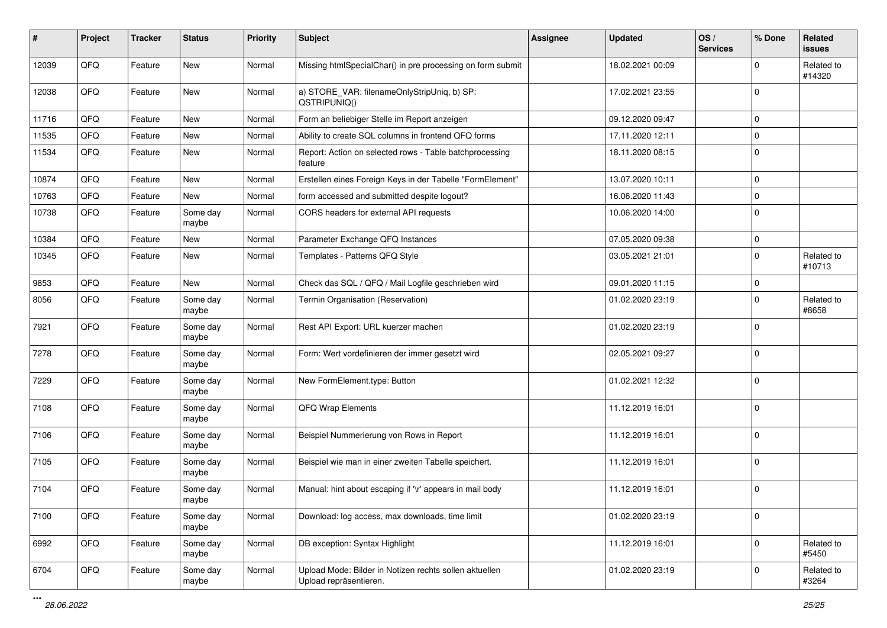| # | Project | Tracker | Status | Priority | Subject | Assignee | Updated | OS / Services | % Done | Related issues |
|---|---|---|---|---|---|---|---|---|---|---|
| 12039 | QFQ | Feature | New | Normal | Missing htmlSpecialChar() in pre processing on form submit | | 18.02.2021 00:09 | | 0 | Related to #14320 |
| 12038 | QFQ | Feature | New | Normal | a) STORE_VAR: filenameOnlyStripUniq, b) SP: QSTRIPUNIQ() | | 17.02.2021 23:55 | | 0 | |
| 11716 | QFQ | Feature | New | Normal | Form an beliebiger Stelle im Report anzeigen | | 09.12.2020 09:47 | | 0 | |
| 11535 | QFQ | Feature | New | Normal | Ability to create SQL columns in frontend QFQ forms | | 17.11.2020 12:11 | | 0 | |
| 11534 | QFQ | Feature | New | Normal | Report: Action on selected rows - Table batchprocessing feature | | 18.11.2020 08:15 | | 0 | |
| 10874 | QFQ | Feature | New | Normal | Erstellen eines Foreign Keys in der Tabelle "FormElement" | | 13.07.2020 10:11 | | 0 | |
| 10763 | QFQ | Feature | New | Normal | form accessed and submitted despite logout? | | 16.06.2020 11:43 | | 0 | |
| 10738 | QFQ | Feature | Some day maybe | Normal | CORS headers for external API requests | | 10.06.2020 14:00 | | 0 | |
| 10384 | QFQ | Feature | New | Normal | Parameter Exchange QFQ Instances | | 07.05.2020 09:38 | | 0 | |
| 10345 | QFQ | Feature | New | Normal | Templates - Patterns QFQ Style | | 03.05.2021 21:01 | | 0 | Related to #10713 |
| 9853 | QFQ | Feature | New | Normal | Check das SQL / QFQ / Mail Logfile geschrieben wird | | 09.01.2020 11:15 | | 0 | |
| 8056 | QFQ | Feature | Some day maybe | Normal | Termin Organisation (Reservation) | | 01.02.2020 23:19 | | 0 | Related to #8658 |
| 7921 | QFQ | Feature | Some day maybe | Normal | Rest API Export: URL kuerzer machen | | 01.02.2020 23:19 | | 0 | |
| 7278 | QFQ | Feature | Some day maybe | Normal | Form: Wert vordefinieren der immer gesetzt wird | | 02.05.2021 09:27 | | 0 | |
| 7229 | QFQ | Feature | Some day maybe | Normal | New FormElement.type: Button | | 01.02.2021 12:32 | | 0 | |
| 7108 | QFQ | Feature | Some day maybe | Normal | QFQ Wrap Elements | | 11.12.2019 16:01 | | 0 | |
| 7106 | QFQ | Feature | Some day maybe | Normal | Beispiel Nummerierung von Rows in Report | | 11.12.2019 16:01 | | 0 | |
| 7105 | QFQ | Feature | Some day maybe | Normal | Beispiel wie man in einer zweiten Tabelle speichert. | | 11.12.2019 16:01 | | 0 | |
| 7104 | QFQ | Feature | Some day maybe | Normal | Manual: hint about escaping if '\r' appears in mail body | | 11.12.2019 16:01 | | 0 | |
| 7100 | QFQ | Feature | Some day maybe | Normal | Download: log access, max downloads, time limit | | 01.02.2020 23:19 | | 0 | |
| 6992 | QFQ | Feature | Some day maybe | Normal | DB exception: Syntax Highlight | | 11.12.2019 16:01 | | 0 | Related to #5450 |
| 6704 | QFQ | Feature | Some day maybe | Normal | Upload Mode: Bilder in Notizen rechts sollen aktuellen Upload repräsentieren. | | 01.02.2020 23:19 | | 0 | Related to #3264 |

...